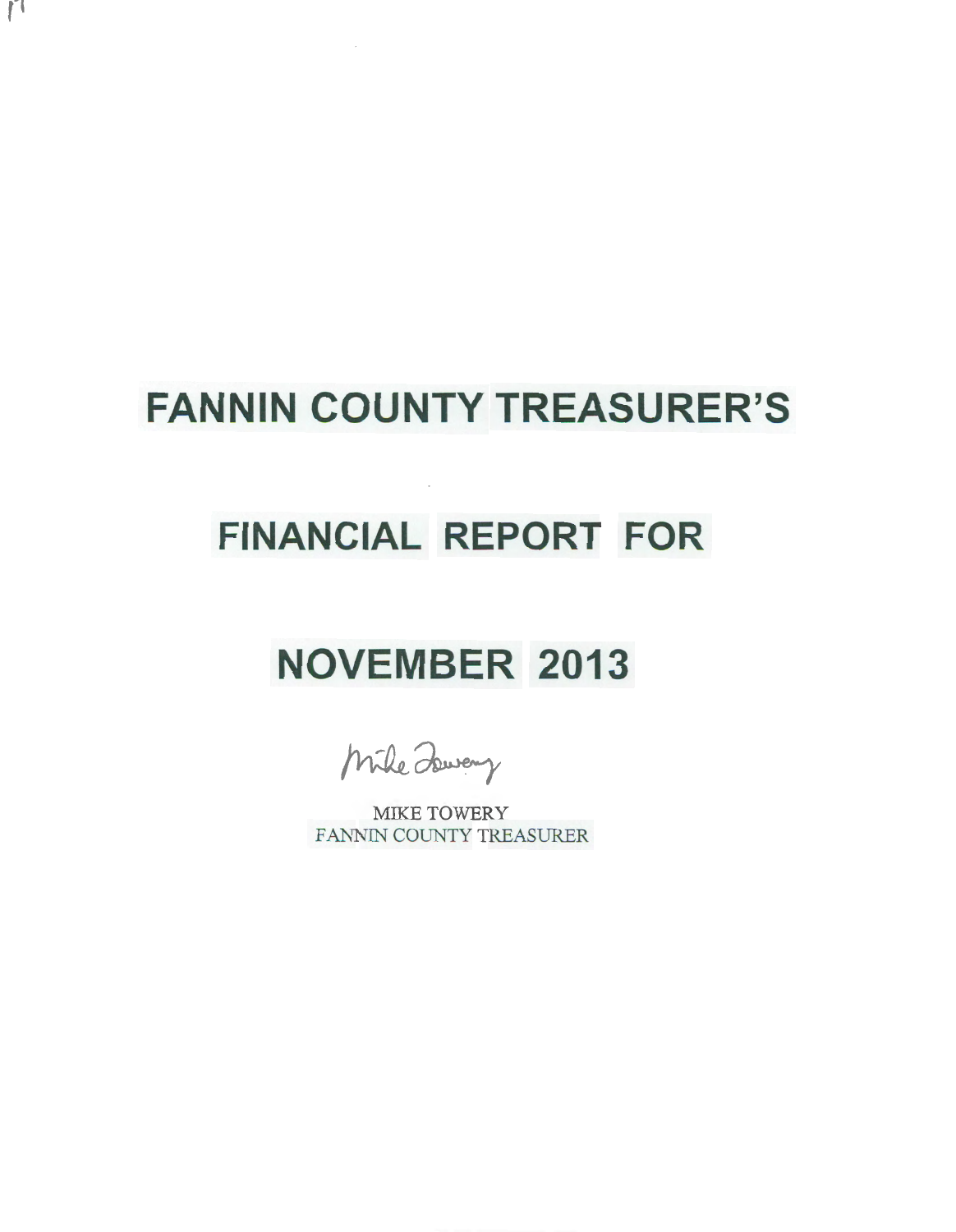# FANNIN COUNTY TREASURER'S

# FINANCIAL REPORT FOR

# NOVEMBER 2013

MIKE TOWERY
FANNIN COUNTY TREASURER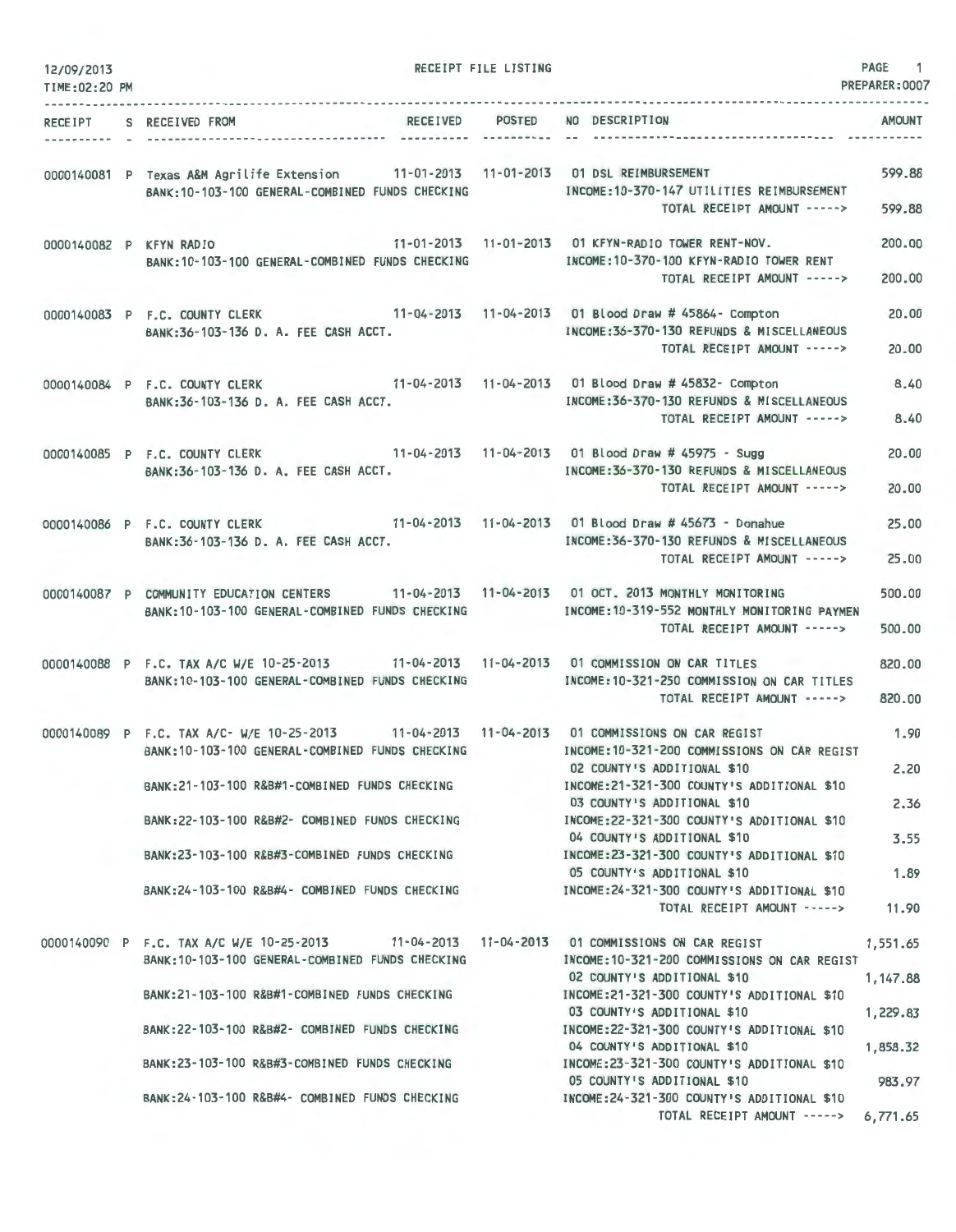12/09/2013 RECEIPT FILE LISTING PAGE 1
TIME:02:20 PM PREPARER:0007

| RECEIPT | S | RECEIVED FROM | RECEIVED | POSTED | NO | DESCRIPTION | AMOUNT |
|---|---|---|---|---|---|---|---|
| 0000140081 | P | Texas A&M Agrilife Extension | 11-01-2013 | 11-01-2013 | 01 | DSL REIMBURSEMENT | 599.88 |
| | | BANK:10-103-100 GENERAL-COMBINED FUNDS CHECKING | | | | INCOME:10-370-147 UTILITIES REIMBURSEMENT | |
| | | | | | | TOTAL RECEIPT AMOUNT -----> | 599.88 |
| 0000140082 | P | KFYN RADIO | 11-01-2013 | 11-01-2013 | 01 | KFYN-RADIO TOWER RENT-NOV. | 200.00 |
| | | BANK:10-103-100 GENERAL-COMBINED FUNDS CHECKING | | | | INCOME:10-370-100 KFYN-RADIO TOWER RENT | |
| | | | | | | TOTAL RECEIPT AMOUNT -----> | 200.00 |
| 0000140083 | P | F.C. COUNTY CLERK | 11-04-2013 | 11-04-2013 | 01 | Blood Draw # 45864- Compton | 20.00 |
| | | BANK:36-103-136 D. A. FEE CASH ACCT. | | | | INCOME:36-370-130 REFUNDS & MISCELLANEOUS | |
| | | | | | | TOTAL RECEIPT AMOUNT -----> | 20.00 |
| 0000140084 | P | F.C. COUNTY CLERK | 11-04-2013 | 11-04-2013 | 01 | Blood Draw # 45832- Compton | 8.40 |
| | | BANK:36-103-136 D. A. FEE CASH ACCT. | | | | INCOME:36-370-130 REFUNDS & MISCELLANEOUS | |
| | | | | | | TOTAL RECEIPT AMOUNT -----> | 8.40 |
| 0000140085 | P | F.C. COUNTY CLERK | 11-04-2013 | 11-04-2013 | 01 | Blood Draw # 45975 - Sugg | 20.00 |
| | | BANK:36-103-136 D. A. FEE CASH ACCT. | | | | INCOME:36-370-130 REFUNDS & MISCELLANEOUS | |
| | | | | | | TOTAL RECEIPT AMOUNT -----> | 20.00 |
| 0000140086 | P | F.C. COUNTY CLERK | 11-04-2013 | 11-04-2013 | 01 | Blood Draw # 45673 - Donahue | 25.00 |
| | | BANK:36-103-136 D. A. FEE CASH ACCT. | | | | INCOME:36-370-130 REFUNDS & MISCELLANEOUS | |
| | | | | | | TOTAL RECEIPT AMOUNT -----> | 25.00 |
| 0000140087 | P | COMMUNITY EDUCATION CENTERS | 11-04-2013 | 11-04-2013 | 01 | OCT. 2013 MONTHLY MONITORING | 500.00 |
| | | BANK:10-103-100 GENERAL-COMBINED FUNDS CHECKING | | | | INCOME:10-319-552 MONTHLY MONITORING PAYMEN | |
| | | | | | | TOTAL RECEIPT AMOUNT -----> | 500.00 |
| 0000140088 | P | F.C. TAX A/C W/E 10-25-2013 | 11-04-2013 | 11-04-2013 | 01 | COMMISSION ON CAR TITLES | 820.00 |
| | | BANK:10-103-100 GENERAL-COMBINED FUNDS CHECKING | | | | INCOME:10-321-250 COMMISSION ON CAR TITLES | |
| | | | | | | TOTAL RECEIPT AMOUNT -----> | 820.00 |
| 0000140089 | P | F.C. TAX A/C- W/E 10-25-2013 | 11-04-2013 | 11-04-2013 | 01 | COMMISSIONS ON CAR REGIST | 1.90 |
| | | BANK:10-103-100 GENERAL-COMBINED FUNDS CHECKING | | | | INCOME:10-321-200 COMMISSIONS ON CAR REGIST | |
| | | | | | 02 | COUNTY'S ADDITIONAL $10 | 2.20 |
| | | BANK:21-103-100 R&B#1-COMBINED FUNDS CHECKING | | | | INCOME:21-321-300 COUNTY'S ADDITIONAL $10 | |
| | | | | | 03 | COUNTY'S ADDITIONAL $10 | 2.36 |
| | | BANK:22-103-100 R&B#2- COMBINED FUNDS CHECKING | | | | INCOME:22-321-300 COUNTY'S ADDITIONAL $10 | |
| | | | | | 04 | COUNTY'S ADDITIONAL $10 | 3.55 |
| | | BANK:23-103-100 R&B#3-COMBINED FUNDS CHECKING | | | | INCOME:23-321-300 COUNTY'S ADDITIONAL $10 | |
| | | | | | 05 | COUNTY'S ADDITIONAL $10 | 1.89 |
| | | BANK:24-103-100 R&B#4- COMBINED FUNDS CHECKING | | | | INCOME:24-321-300 COUNTY'S ADDITIONAL $10 | |
| | | | | | | TOTAL RECEIPT AMOUNT -----> | 11.90 |
| 0000140090 | P | F.C. TAX A/C W/E 10-25-2013 | 11-04-2013 | 11-04-2013 | 01 | COMMISSIONS ON CAR REGIST | 1,551.65 |
| | | BANK:10-103-100 GENERAL-COMBINED FUNDS CHECKING | | | | INCOME:10-321-200 COMMISSIONS ON CAR REGIST | |
| | | | | | 02 | COUNTY'S ADDITIONAL $10 | 1,147.88 |
| | | BANK:21-103-100 R&B#1-COMBINED FUNDS CHECKING | | | | INCOME:21-321-300 COUNTY'S ADDITIONAL $10 | |
| | | | | | 03 | COUNTY'S ADDITIONAL $10 | 1,229.83 |
| | | BANK:22-103-100 R&B#2- COMBINED FUNDS CHECKING | | | | INCOME:22-321-300 COUNTY'S ADDITIONAL $10 | |
| | | | | | 04 | COUNTY'S ADDITIONAL $10 | 1,858.32 |
| | | BANK:23-103-100 R&B#3-COMBINED FUNDS CHECKING | | | | INCOME:23-321-300 COUNTY'S ADDITIONAL $10 | |
| | | | | | 05 | COUNTY'S ADDITIONAL $10 | 983.97 |
| | | BANK:24-103-100 R&B#4- COMBINED FUNDS CHECKING | | | | INCOME:24-321-300 COUNTY'S ADDITIONAL $10 | |
| | | | | | | TOTAL RECEIPT AMOUNT -----> | 6,771.65 |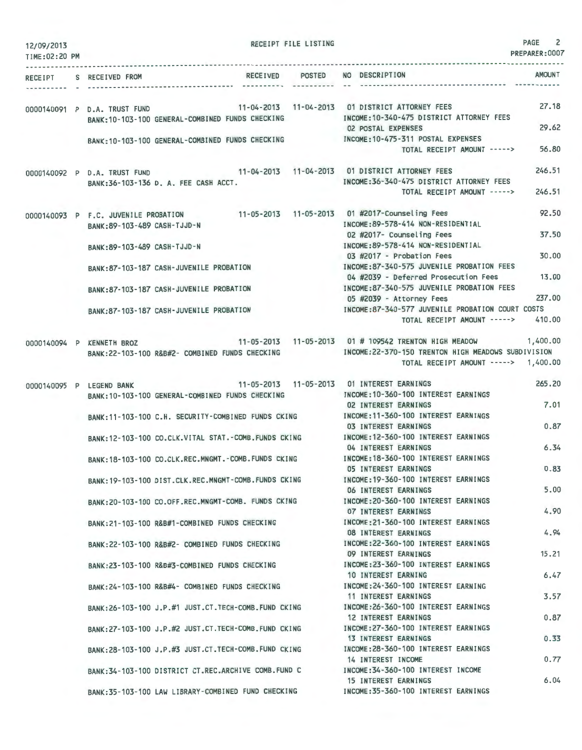12/09/2013
TIME:02:20 PM

RECEIPT FILE LISTING

PREPARER:0007

| RECEIPT | S | RECEIVED FROM | RECEIVED | POSTED | NO | DESCRIPTION | AMOUNT |
|---|---|---|---|---|---|---|---|
| 0000140091 | P | D.A. TRUST FUND | 11-04-2013 | 11-04-2013 | 01 | DISTRICT ATTORNEY FEES | 27.18 |
| | | BANK:10-103-100 GENERAL-COMBINED FUNDS CHECKING | | | | INCOME:10-340-475 DISTRICT ATTORNEY FEES | |
| | | | | | 02 | POSTAL EXPENSES | 29.62 |
| | | BANK:10-103-100 GENERAL-COMBINED FUNDS CHECKING | | | | INCOME:10-475-311 POSTAL EXPENSES | |
| | | | | | | TOTAL RECEIPT AMOUNT -----> | 56.80 |
| 0000140092 | P | D.A. TRUST FUND | 11-04-2013 | 11-04-2013 | 01 | DISTRICT ATTORNEY FEES | 246.51 |
| | | BANK:36-103-136 D. A. FEE CASH ACCT. | | | | INCOME:36-340-475 DISTRICT ATTORNEY FEES | |
| | | | | | | TOTAL RECEIPT AMOUNT -----> | 246.51 |
| 0000140093 | P | F.C. JUVENILE PROBATION | 11-05-2013 | 11-05-2013 | 01 | #2017-Counseling Fees | 92.50 |
| | | BANK:89-103-489 CASH-TJJD-N | | | | INCOME:89-578-414 NON-RESIDENTIAL | |
| | | | | | 02 | #2017- Counseling Fees | 37.50 |
| | | BANK:89-103-489 CASH-TJJD-N | | | | INCOME:89-578-414 NON-RESIDENTIAL | |
| | | | | | 03 | #2017 - Probation Fees | 30.00 |
| | | BANK:87-103-187 CASH-JUVENILE PROBATION | | | | INCOME:87-340-575 JUVENILE PROBATION FEES | |
| | | | | | 04 | #2039 - Deferred Prosecution Fees | 13.00 |
| | | BANK:87-103-187 CASH-JUVENILE PROBATION | | | | INCOME:87-340-575 JUVENILE PROBATION FEES | |
| | | | | | 05 | #2039 - Attorney Fees | 237.00 |
| | | BANK:87-103-187 CASH-JUVENILE PROBATION | | | | INCOME:87-340-577 JUVENILE PROBATION COURT COSTS | |
| | | | | | | TOTAL RECEIPT AMOUNT -----> | 410.00 |
| 0000140094 | P | KENNETH BROZ | 11-05-2013 | 11-05-2013 | 01 | # 109542 TRENTON HIGH MEADOW | 1,400.00 |
| | | BANK:22-103-100 R&B#2- COMBINED FUNDS CHECKING | | | | INCOME:22-370-150 TRENTON HIGH MEADOWS SUBDIVISION | |
| | | | | | | TOTAL RECEIPT AMOUNT -----> | 1,400.00 |
| 0000140095 | P | LEGEND BANK | 11-05-2013 | 11-05-2013 | 01 | INTEREST EARNINGS | 265.20 |
| | | BANK:10-103-100 GENERAL-COMBINED FUNDS CHECKING | | | | INCOME:10-360-100 INTEREST EARNINGS | |
| | | | | | 02 | INTEREST EARNINGS | 7.01 |
| | | BANK:11-103-100 C.H. SECURITY-COMBINED FUNDS CKING | | | | INCOME:11-360-100 INTEREST EARNINGS | |
| | | | | | 03 | INTEREST EARNINGS | 0.87 |
| | | BANK:12-103-100 CO.CLK.VITAL STAT.-COMB.FUNDS CKING | | | | INCOME:12-360-100 INTEREST EARNINGS | |
| | | | | | 04 | INTEREST EARNINGS | 6.34 |
| | | BANK:18-103-100 CO.CLK.REC.MNGMT.-COMB.FUNDS CKING | | | | INCOME:18-360-100 INTEREST EARNINGS | |
| | | | | | 05 | INTEREST EARNINGS | 0.83 |
| | | BANK:19-103-100 DIST.CLK.REC.MNGMT-COMB.FUNDS CKING | | | | INCOME:19-360-100 INTEREST EARNINGS | |
| | | | | | 06 | INTEREST EARNINGS | 5.00 |
| | | BANK:20-103-100 CO.OFF.REC.MNGMT-COMB. FUNDS CKING | | | | INCOME:20-360-100 INTEREST EARNINGS | |
| | | | | | 07 | INTEREST EARNINGS | 4.90 |
| | | BANK:21-103-100 R&B#1-COMBINED FUNDS CHECKING | | | | INCOME:21-360-100 INTEREST EARNINGS | |
| | | | | | 08 | INTEREST EARNINGS | 4.94 |
| | | BANK:22-103-100 R&B#2- COMBINED FUNDS CHECKING | | | | INCOME:22-360-100 INTEREST EARNINGS | |
| | | | | | 09 | INTEREST EARNINGS | 15.21 |
| | | BANK:23-103-100 R&B#3-COMBINED FUNDS CHECKING | | | | INCOME:23-360-100 INTEREST EARNINGS | |
| | | | | | 10 | INTEREST EARNING | 6.47 |
| | | BANK:24-103-100 R&B#4- COMBINED FUNDS CHECKING | | | | INCOME:24-360-100 INTEREST EARNING | |
| | | | | | 11 | INTEREST EARNINGS | 3.57 |
| | | BANK:26-103-100 J.P.#1 JUST.CT.TECH-COMB.FUND CKING | | | | INCOME:26-360-100 INTEREST EARNINGS | |
| | | | | | 12 | INTEREST EARNINGS | 0.87 |
| | | BANK:27-103-100 J.P.#2 JUST.CT.TECH-COMB.FUND CKING | | | | INCOME:27-360-100 INTEREST EARNINGS | |
| | | | | | 13 | INTEREST EARNINGS | 0.33 |
| | | BANK:28-103-100 J.P.#3 JUST.CT.TECH-COMB.FUND CKING | | | | INCOME:28-360-100 INTEREST EARNINGS | |
| | | | | | 14 | INTEREST INCOME | 0.77 |
| | | BANK:34-103-100 DISTRICT CT.REC.ARCHIVE COMB.FUND C | | | | INCOME:34-360-100 INTEREST INCOME | |
| | | | | | 15 | INTEREST EARNINGS | 6.04 |
| | | BANK:35-103-100 LAW LIBRARY-COMBINED FUND CHECKING | | | | INCOME:35-360-100 INTEREST EARNINGS | |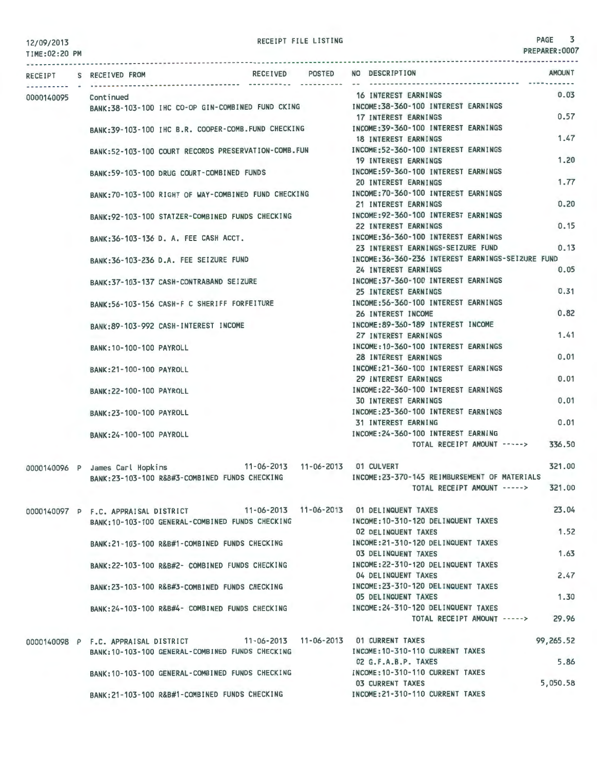12/09/2013
TIME:02:20 PM

RECEIPT FILE LISTING

PREPARER:0007

| RECEIPT | S | RECEIVED FROM | RECEIVED | POSTED | NO | DESCRIPTION | AMOUNT |
|---|---|---|---|---|---|---|---|
| 0000140095 | | Continued | | | 16 | INTEREST EARNINGS | 0.03 |
| | | BANK:38-103-100 IHC CO-OP GIN-COMBINED FUND CKING | | | | INCOME:38-360-100 INTEREST EARNINGS | |
| | | | | | 17 | INTEREST EARNINGS | 0.57 |
| | | BANK:39-103-100 IHC B.R. COOPER-COMB.FUND CHECKING | | | | INCOME:39-360-100 INTEREST EARNINGS | |
| | | | | | 18 | INTEREST EARNINGS | 1.47 |
| | | BANK:52-103-100 COURT RECORDS PRESERVATION-COMB.FUN | | | | INCOME:52-360-100 INTEREST EARNINGS | |
| | | | | | 19 | INTEREST EARNINGS | 1.20 |
| | | BANK:59-103-100 DRUG COURT-COMBINED FUNDS | | | | INCOME:59-360-100 INTEREST EARNINGS | |
| | | | | | 20 | INTEREST EARNINGS | 1.77 |
| | | BANK:70-103-100 RIGHT OF WAY-COMBINED FUND CHECKING | | | | INCOME:70-360-100 INTEREST EARNINGS | |
| | | | | | 21 | INTEREST EARNINGS | 0.20 |
| | | BANK:92-103-100 STATZER-COMBINED FUNDS CHECKING | | | | INCOME:92-360-100 INTEREST EARNINGS | |
| | | | | | 22 | INTEREST EARNINGS | 0.15 |
| | | BANK:36-103-136 D. A. FEE CASH ACCT. | | | | INCOME:36-360-100 INTEREST EARNINGS | |
| | | | | | 23 | INTEREST EARNINGS-SEIZURE FUND | 0.13 |
| | | BANK:36-103-236 D.A. FEE SEIZURE FUND | | | | INCOME:36-360-236 INTEREST EARNINGS-SEIZURE FUND | |
| | | | | | 24 | INTEREST EARNINGS | 0.05 |
| | | BANK:37-103-137 CASH-CONTRABAND SEIZURE | | | | INCOME:37-360-100 INTEREST EARNINGS | |
| | | | | | 25 | INTEREST EARNINGS | 0.31 |
| | | BANK:56-103-156 CASH-F C SHERIFF FORFEITURE | | | | INCOME:56-360-100 INTEREST EARNINGS | |
| | | | | | 26 | INTEREST INCOME | 0.82 |
| | | BANK:89-103-992 CASH-INTEREST INCOME | | | | INCOME:89-360-189 INTEREST INCOME | |
| | | | | | 27 | INTEREST EARNINGS | 1.41 |
| | | BANK:10-100-100 PAYROLL | | | | INCOME:10-360-100 INTEREST EARNINGS | |
| | | | | | 28 | INTEREST EARNINGS | 0.01 |
| | | BANK:21-100-100 PAYROLL | | | | INCOME:21-360-100 INTEREST EARNINGS | |
| | | | | | 29 | INTEREST EARNINGS | 0.01 |
| | | BANK:22-100-100 PAYROLL | | | | INCOME:22-360-100 INTEREST EARNINGS | |
| | | | | | 30 | INTEREST EARNINGS | 0.01 |
| | | BANK:23-100-100 PAYROLL | | | | INCOME:23-360-100 INTEREST EARNINGS | |
| | | | | | 31 | INTEREST EARNING | 0.01 |
| | | BANK:24-100-100 PAYROLL | | | | INCOME:24-360-100 INTEREST EARNING | |
| | | | | | | TOTAL RECEIPT AMOUNT -----> | 336.50 |
| 0000140096 | P | James Carl Hopkins | 11-06-2013 | 11-06-2013 | 01 | CULVERT | 321.00 |
| | | BANK:23-103-100 R&B#3-COMBINED FUNDS CHECKING | | | | INCOME:23-370-145 REIMBURSEMENT OF MATERIALS | |
| | | | | | | TOTAL RECEIPT AMOUNT -----> | 321.00 |
| 0000140097 | P | F.C. APPRAISAL DISTRICT | 11-06-2013 | 11-06-2013 | 01 | DELINQUENT TAXES | 23.04 |
| | | BANK:10-103-100 GENERAL-COMBINED FUNDS CHECKING | | | | INCOME:10-310-120 DELINQUENT TAXES | |
| | | | | | 02 | DELINQUENT TAXES | 1.52 |
| | | BANK:21-103-100 R&B#1-COMBINED FUNDS CHECKING | | | | INCOME:21-310-120 DELINQUENT TAXES | |
| | | | | | 03 | DELINQUENT TAXES | 1.63 |
| | | BANK:22-103-100 R&B#2- COMBINED FUNDS CHECKING | | | | INCOME:22-310-120 DELINQUENT TAXES | |
| | | | | | 04 | DELINQUENT TAXES | 2.47 |
| | | BANK:23-103-100 R&B#3-COMBINED FUNDS CHECKING | | | | INCOME:23-310-120 DELINQUENT TAXES | |
| | | | | | 05 | DELINQUENT TAXES | 1.30 |
| | | BANK:24-103-100 R&B#4- COMBINED FUNDS CHECKING | | | | INCOME:24-310-120 DELINQUENT TAXES | |
| | | | | | | TOTAL RECEIPT AMOUNT -----> | 29.96 |
| 0000140098 | P | F.C. APPRAISAL DISTRICT | 11-06-2013 | 11-06-2013 | 01 | CURRENT TAXES | 99,265.52 |
| | | BANK:10-103-100 GENERAL-COMBINED FUNDS CHECKING | | | | INCOME:10-310-110 CURRENT TAXES | |
| | | | | | 02 | G.F.A.B.P. TAXES | 5.86 |
| | | BANK:10-103-100 GENERAL-COMBINED FUNDS CHECKING | | | | INCOME:10-310-110 CURRENT TAXES | |
| | | | | | 03 | CURRENT TAXES | 5,050.58 |
| | | BANK:21-103-100 R&B#1-COMBINED FUNDS CHECKING | | | | INCOME:21-310-110 CURRENT TAXES | |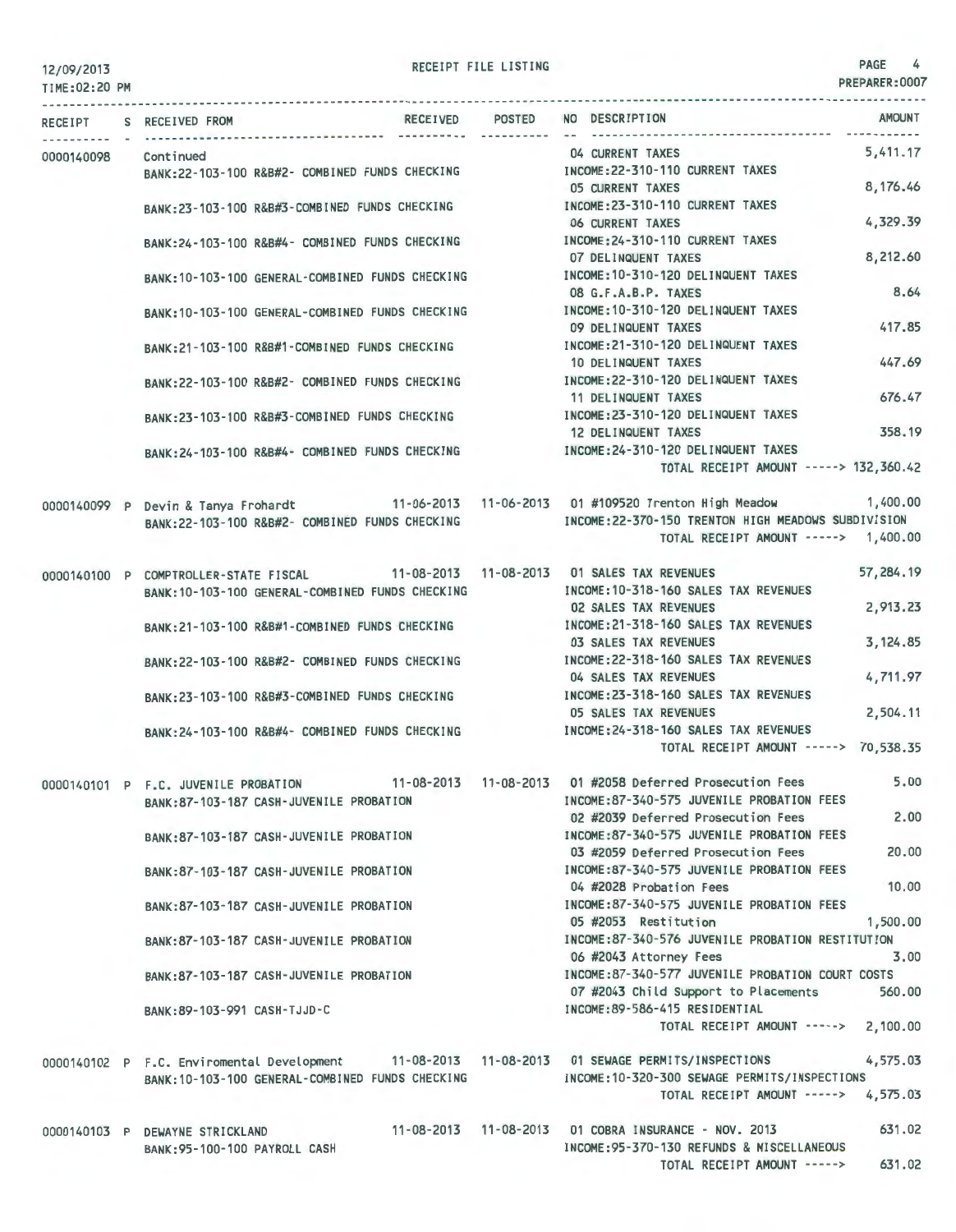RECEIPT FILE LISTING

| RECEIPT | S | RECEIVED FROM | RECEIVED | POSTED | NO | DESCRIPTION | AMOUNT |
|---|---|---|---|---|---|---|---|
| 0000140098 | | Continued | | | 04 | CURRENT TAXES | 5,411.17 |
| | | BANK:22-103-100 R&B#2- COMBINED FUNDS CHECKING | | | | INCOME:22-310-110 CURRENT TAXES | |
| | | | | | 05 | CURRENT TAXES | 8,176.46 |
| | | BANK:23-103-100 R&B#3-COMBINED FUNDS CHECKING | | | | INCOME:23-310-110 CURRENT TAXES | |
| | | | | | 06 | CURRENT TAXES | 4,329.39 |
| | | BANK:24-103-100 R&B#4- COMBINED FUNDS CHECKING | | | | INCOME:24-310-110 CURRENT TAXES | |
| | | | | | 07 | DELINQUENT TAXES | 8,212.60 |
| | | BANK:10-103-100 GENERAL-COMBINED FUNDS CHECKING | | | | INCOME:10-310-120 DELINQUENT TAXES | |
| | | | | | 08 | G.F.A.B.P. TAXES | 8.64 |
| | | BANK:10-103-100 GENERAL-COMBINED FUNDS CHECKING | | | | INCOME:10-310-120 DELINQUENT TAXES | |
| | | | | | 09 | DELINQUENT TAXES | 417.85 |
| | | BANK:21-103-100 R&B#1-COMBINED FUNDS CHECKING | | | | INCOME:21-310-120 DELINQUENT TAXES | |
| | | | | | 10 | DELINQUENT TAXES | 447.69 |
| | | BANK:22-103-100 R&B#2- COMBINED FUNDS CHECKING | | | | INCOME:22-310-120 DELINQUENT TAXES | |
| | | | | | 11 | DELINQUENT TAXES | 676.47 |
| | | BANK:23-103-100 R&B#3-COMBINED FUNDS CHECKING | | | | INCOME:23-310-120 DELINQUENT TAXES | |
| | | | | | 12 | DELINQUENT TAXES | 358.19 |
| | | BANK:24-103-100 R&B#4- COMBINED FUNDS CHECKING | | | | INCOME:24-310-120 DELINQUENT TAXES | |
| | | | | | | TOTAL RECEIPT AMOUNT -----> | 132,360.42 |
| 0000140099 | P | Devin & Tanya Frohardt | 11-06-2013 | 11-06-2013 | 01 | #109520 Trenton High Meadow | 1,400.00 |
| | | BANK:22-103-100 R&B#2- COMBINED FUNDS CHECKING | | | | INCOME:22-370-150 TRENTON HIGH MEADOWS SUBDIVISION | |
| | | | | | | TOTAL RECEIPT AMOUNT -----> | 1,400.00 |
| 0000140100 | P | COMPTROLLER-STATE FISCAL | 11-08-2013 | 11-08-2013 | 01 | SALES TAX REVENUES | 57,284.19 |
| | | BANK:10-103-100 GENERAL-COMBINED FUNDS CHECKING | | | | INCOME:10-318-160 SALES TAX REVENUES | |
| | | | | | 02 | SALES TAX REVENUES | 2,913.23 |
| | | BANK:21-103-100 R&B#1-COMBINED FUNDS CHECKING | | | | INCOME:21-318-160 SALES TAX REVENUES | |
| | | | | | 03 | SALES TAX REVENUES | 3,124.85 |
| | | BANK:22-103-100 R&B#2- COMBINED FUNDS CHECKING | | | | INCOME:22-318-160 SALES TAX REVENUES | |
| | | | | | 04 | SALES TAX REVENUES | 4,711.97 |
| | | BANK:23-103-100 R&B#3-COMBINED FUNDS CHECKING | | | | INCOME:23-318-160 SALES TAX REVENUES | |
| | | | | | 05 | SALES TAX REVENUES | 2,504.11 |
| | | BANK:24-103-100 R&B#4- COMBINED FUNDS CHECKING | | | | INCOME:24-318-160 SALES TAX REVENUES | |
| | | | | | | TOTAL RECEIPT AMOUNT -----> | 70,538.35 |
| 0000140101 | P | F.C. JUVENILE PROBATION | 11-08-2013 | 11-08-2013 | 01 | #2058 Deferred Prosecution Fees | 5.00 |
| | | BANK:87-103-187 CASH-JUVENILE PROBATION | | | | INCOME:87-340-575 JUVENILE PROBATION FEES | |
| | | | | | 02 | #2039 Deferred Prosecution Fees | 2.00 |
| | | BANK:87-103-187 CASH-JUVENILE PROBATION | | | | INCOME:87-340-575 JUVENILE PROBATION FEES | |
| | | | | | 03 | #2059 Deferred Prosecution Fees | 20.00 |
| | | BANK:87-103-187 CASH-JUVENILE PROBATION | | | | INCOME:87-340-575 JUVENILE PROBATION FEES | |
| | | | | | 04 | #2028 Probation Fees | 10.00 |
| | | BANK:87-103-187 CASH-JUVENILE PROBATION | | | | INCOME:87-340-575 JUVENILE PROBATION FEES | |
| | | | | | 05 | #2053 Restitution | 1,500.00 |
| | | BANK:87-103-187 CASH-JUVENILE PROBATION | | | | INCOME:87-340-576 JUVENILE PROBATION RESTITUTION | |
| | | | | | 06 | #2043 Attorney Fees | 3.00 |
| | | BANK:87-103-187 CASH-JUVENILE PROBATION | | | | INCOME:87-340-577 JUVENILE PROBATION COURT COSTS | |
| | | | | | 07 | #2043 Child Support to Placements | 560.00 |
| | | BANK:89-103-991 CASH-TJJD-C | | | | INCOME:89-586-415 RESIDENTIAL | |
| | | | | | | TOTAL RECEIPT AMOUNT -----> | 2,100.00 |
| 0000140102 | P | F.C. Enviromental Development | 11-08-2013 | 11-08-2013 | 01 | SEWAGE PERMITS/INSPECTIONS | 4,575.03 |
| | | BANK:10-103-100 GENERAL-COMBINED FUNDS CHECKING | | | | INCOME:10-320-300 SEWAGE PERMITS/INSPECTIONS | |
| | | | | | | TOTAL RECEIPT AMOUNT -----> | 4,575.03 |
| 0000140103 | P | DEWAYNE STRICKLAND | 11-08-2013 | 11-08-2013 | 01 | COBRA INSURANCE - NOV. 2013 | 631.02 |
| | | BANK:95-100-100 PAYROLL CASH | | | | INCOME:95-370-130 REFUNDS & MISCELLANEOUS | |
| | | | | | | TOTAL RECEIPT AMOUNT -----> | 631.02 |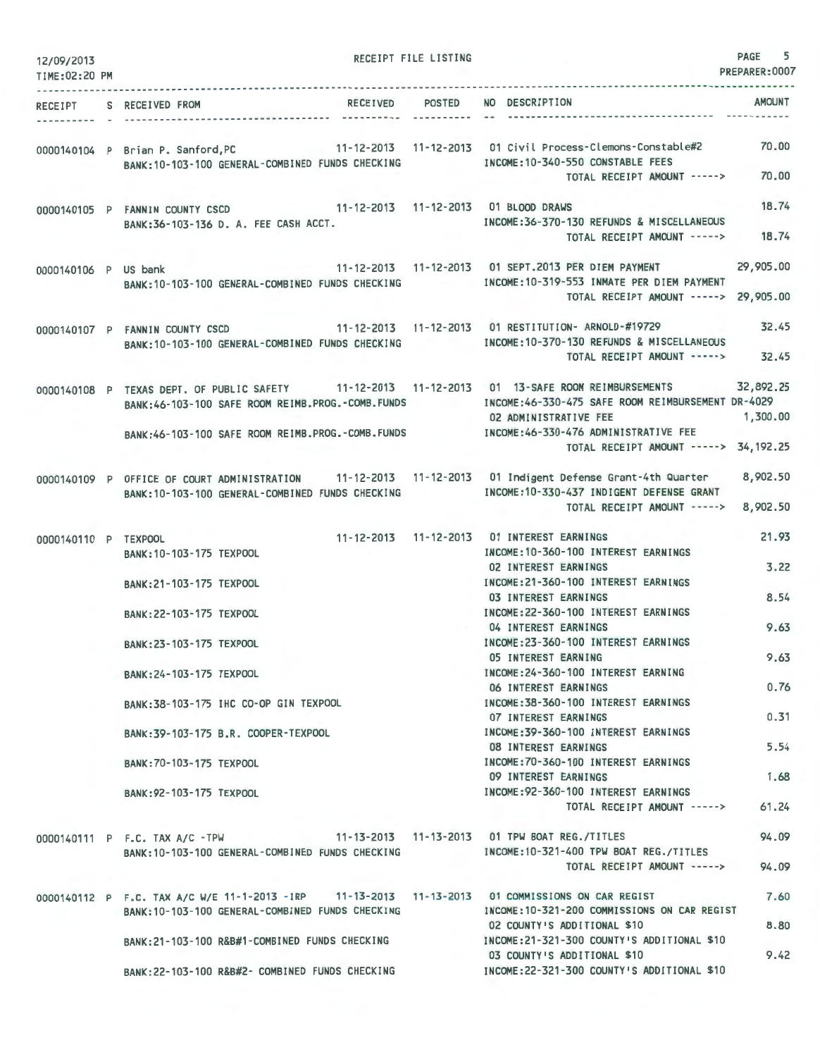RECEIPT FILE LISTING

| RECEIPT | S | RECEIVED FROM | RECEIVED | POSTED | NO | DESCRIPTION | AMOUNT |
|---|---|---|---|---|---|---|---|
| 0000140104 | P | Brian P. Sanford,PC | 11-12-2013 | 11-12-2013 | 01 | Civil Process-Clemons-Constable#2 | 70.00 |
| | | BANK:10-103-100 GENERAL-COMBINED FUNDS CHECKING | | | | INCOME:10-340-550 CONSTABLE FEES | |
| | | | | | | TOTAL RECEIPT AMOUNT -----> | 70.00 |
| 0000140105 | P | FANNIN COUNTY CSCD | 11-12-2013 | 11-12-2013 | 01 | BLOOD DRAWS | 18.74 |
| | | BANK:36-103-136 D. A. FEE CASH ACCT. | | | | INCOME:36-370-130 REFUNDS & MISCELLANEOUS | |
| | | | | | | TOTAL RECEIPT AMOUNT -----> | 18.74 |
| 0000140106 | P | US bank | 11-12-2013 | 11-12-2013 | 01 | SEPT.2013 PER DIEM PAYMENT | 29,905.00 |
| | | BANK:10-103-100 GENERAL-COMBINED FUNDS CHECKING | | | | INCOME:10-319-553 INMATE PER DIEM PAYMENT | |
| | | | | | | TOTAL RECEIPT AMOUNT -----> | 29,905.00 |
| 0000140107 | P | FANNIN COUNTY CSCD | 11-12-2013 | 11-12-2013 | 01 | RESTITUTION- ARNOLD-#19729 | 32.45 |
| | | BANK:10-103-100 GENERAL-COMBINED FUNDS CHECKING | | | | INCOME:10-370-130 REFUNDS & MISCELLANEOUS | |
| | | | | | | TOTAL RECEIPT AMOUNT -----> | 32.45 |
| 0000140108 | P | TEXAS DEPT. OF PUBLIC SAFETY | 11-12-2013 | 11-12-2013 | 01 | 13-SAFE ROOM REIMBURSEMENTS | 32,892.25 |
| | | BANK:46-103-100 SAFE ROOM REIMB.PROG.-COMB.FUNDS | | | | INCOME:46-330-475 SAFE ROOM REIMBURSEMENT DR-4029 | |
| | | | | | 02 | ADMINISTRATIVE FEE | 1,300.00 |
| | | BANK:46-103-100 SAFE ROOM REIMB.PROG.-COMB.FUNDS | | | | INCOME:46-330-476 ADMINISTRATIVE FEE | |
| | | | | | | TOTAL RECEIPT AMOUNT -----> | 34,192.25 |
| 0000140109 | P | OFFICE OF COURT ADMINISTRATION | 11-12-2013 | 11-12-2013 | 01 | Indigent Defense Grant-4th Quarter | 8,902.50 |
| | | BANK:10-103-100 GENERAL-COMBINED FUNDS CHECKING | | | | INCOME:10-330-437 INDIGENT DEFENSE GRANT | |
| | | | | | | TOTAL RECEIPT AMOUNT -----> | 8,902.50 |
| 0000140110 | P | TEXPOOL | 11-12-2013 | 11-12-2013 | 01 | INTEREST EARNINGS | 21.93 |
| | | BANK:10-103-175 TEXPOOL | | | | INCOME:10-360-100 INTEREST EARNINGS | |
| | | | | | 02 | INTEREST EARNINGS | 3.22 |
| | | BANK:21-103-175 TEXPOOL | | | | INCOME:21-360-100 INTEREST EARNINGS | |
| | | | | | 03 | INTEREST EARNINGS | 8.54 |
| | | BANK:22-103-175 TEXPOOL | | | | INCOME:22-360-100 INTEREST EARNINGS | |
| | | | | | 04 | INTEREST EARNINGS | 9.63 |
| | | BANK:23-103-175 TEXPOOL | | | | INCOME:23-360-100 INTEREST EARNINGS | |
| | | | | | 05 | INTEREST EARNING | 9.63 |
| | | BANK:24-103-175 TEXPOOL | | | | INCOME:24-360-100 INTEREST EARNING | |
| | | | | | 06 | INTEREST EARNINGS | 0.76 |
| | | BANK:38-103-175 IHC CO-OP GIN TEXPOOL | | | | INCOME:38-360-100 INTEREST EARNINGS | |
| | | | | | 07 | INTEREST EARNINGS | 0.31 |
| | | BANK:39-103-175 B.R. COOPER-TEXPOOL | | | | INCOME:39-360-100 INTEREST EARNINGS | |
| | | | | | 08 | INTEREST EARNINGS | 5.54 |
| | | BANK:70-103-175 TEXPOOL | | | | INCOME:70-360-100 INTEREST EARNINGS | |
| | | | | | 09 | INTEREST EARNINGS | 1.68 |
| | | BANK:92-103-175 TEXPOOL | | | | INCOME:92-360-100 INTEREST EARNINGS | |
| | | | | | | TOTAL RECEIPT AMOUNT -----> | 61.24 |
| 0000140111 | P | F.C. TAX A/C -TPW | 11-13-2013 | 11-13-2013 | 01 | TPW BOAT REG./TITLES | 94.09 |
| | | BANK:10-103-100 GENERAL-COMBINED FUNDS CHECKING | | | | INCOME:10-321-400 TPW BOAT REG./TITLES | |
| | | | | | | TOTAL RECEIPT AMOUNT -----> | 94.09 |
| 0000140112 | P | F.C. TAX A/C W/E 11-1-2013 -IRP | 11-13-2013 | 11-13-2013 | 01 | COMMISSIONS ON CAR REGIST | 7.60 |
| | | BANK:10-103-100 GENERAL-COMBINED FUNDS CHECKING | | | | INCOME:10-321-200 COMMISSIONS ON CAR REGIST | |
| | | | | | 02 | COUNTY'S ADDITIONAL $10 | 8.80 |
| | | BANK:21-103-100 R&B#1-COMBINED FUNDS CHECKING | | | | INCOME:21-321-300 COUNTY'S ADDITIONAL $10 | |
| | | | | | 03 | COUNTY'S ADDITIONAL $10 | 9.42 |
| | | BANK:22-103-100 R&B#2- COMBINED FUNDS CHECKING | | | | INCOME:22-321-300 COUNTY'S ADDITIONAL $10 | |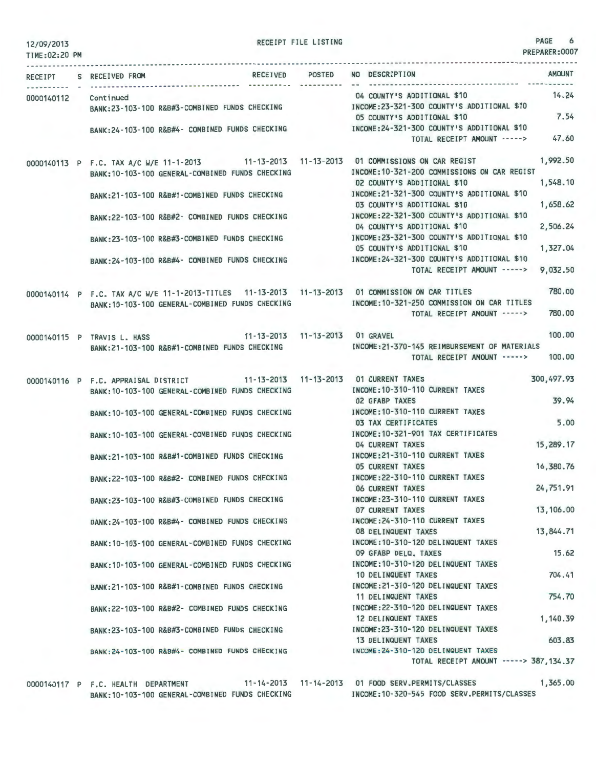RECEIPT FILE LISTING

12/09/2013
TIME:02:20 PM

PREPARER:0007

| RECEIPT | S | RECEIVED FROM | RECEIVED | POSTED | NO DESCRIPTION | AMOUNT |
|---|---|---|---|---|---|---|
| 0000140112 | | Continued | | | 04 COUNTY'S ADDITIONAL $10 | 14.24 |
| | | BANK:23-103-100 R&B#3-COMBINED FUNDS CHECKING | | | INCOME:23-321-300 COUNTY'S ADDITIONAL $10 | |
| | | | | | 05 COUNTY'S ADDITIONAL $10 | 7.54 |
| | | BANK:24-103-100 R&B#4- COMBINED FUNDS CHECKING | | | INCOME:24-321-300 COUNTY'S ADDITIONAL $10 | |
| | | | | | TOTAL RECEIPT AMOUNT -----> | 47.60 |
| 0000140113 | P | F.C. TAX A/C W/E 11-1-2013 | 11-13-2013 | 11-13-2013 | 01 COMMISSIONS ON CAR REGIST | 1,992.50 |
| | | BANK:10-103-100 GENERAL-COMBINED FUNDS CHECKING | | | INCOME:10-321-200 COMMISSIONS ON CAR REGIST | |
| | | | | | 02 COUNTY'S ADDITIONAL $10 | 1,548.10 |
| | | BANK:21-103-100 R&B#1-COMBINED FUNDS CHECKING | | | INCOME:21-321-300 COUNTY'S ADDITIONAL $10 | |
| | | | | | 03 COUNTY'S ADDITIONAL $10 | 1,658.62 |
| | | BANK:22-103-100 R&B#2- COMBINED FUNDS CHECKING | | | INCOME:22-321-300 COUNTY'S ADDITIONAL $10 | |
| | | | | | 04 COUNTY'S ADDITIONAL $10 | 2,506.24 |
| | | BANK:23-103-100 R&B#3-COMBINED FUNDS CHECKING | | | INCOME:23-321-300 COUNTY'S ADDITIONAL $10 | |
| | | | | | 05 COUNTY'S ADDITIONAL $10 | 1,327.04 |
| | | BANK:24-103-100 R&B#4- COMBINED FUNDS CHECKING | | | INCOME:24-321-300 COUNTY'S ADDITIONAL $10 | |
| | | | | | TOTAL RECEIPT AMOUNT -----> | 9,032.50 |
| 0000140114 | P | F.C. TAX A/C W/E 11-1-2013-TITLES | 11-13-2013 | 11-13-2013 | 01 COMMISSION ON CAR TITLES | 780.00 |
| | | BANK:10-103-100 GENERAL-COMBINED FUNDS CHECKING | | | INCOME:10-321-250 COMMISSION ON CAR TITLES | |
| | | | | | TOTAL RECEIPT AMOUNT -----> | 780.00 |
| 0000140115 | P | TRAVIS L. HASS | 11-13-2013 | 11-13-2013 | 01 GRAVEL | 100.00 |
| | | BANK:21-103-100 R&B#1-COMBINED FUNDS CHECKING | | | INCOME:21-370-145 REIMBURSEMENT OF MATERIALS | |
| | | | | | TOTAL RECEIPT AMOUNT -----> | 100.00 |
| 0000140116 | P | F.C. APPRAISAL DISTRICT | 11-13-2013 | 11-13-2013 | 01 CURRENT TAXES | 300,497.93 |
| | | BANK:10-103-100 GENERAL-COMBINED FUNDS CHECKING | | | INCOME:10-310-110 CURRENT TAXES | |
| | | | | | 02 GFABP TAXES | 39.94 |
| | | BANK:10-103-100 GENERAL-COMBINED FUNDS CHECKING | | | INCOME:10-310-110 CURRENT TAXES | |
| | | | | | 03 TAX CERTIFICATES | 5.00 |
| | | BANK:10-103-100 GENERAL-COMBINED FUNDS CHECKING | | | INCOME:10-321-901 TAX CERTIFICATES | |
| | | | | | 04 CURRENT TAXES | 15,289.17 |
| | | BANK:21-103-100 R&B#1-COMBINED FUNDS CHECKING | | | INCOME:21-310-110 CURRENT TAXES | |
| | | | | | 05 CURRENT TAXES | 16,380.76 |
| | | BANK:22-103-100 R&B#2- COMBINED FUNDS CHECKING | | | INCOME:22-310-110 CURRENT TAXES | |
| | | | | | 06 CURRENT TAXES | 24,751.91 |
| | | BANK:23-103-100 R&B#3-COMBINED FUNDS CHECKING | | | INCOME:23-310-110 CURRENT TAXES | |
| | | | | | 07 CURRENT TAXES | 13,106.00 |
| | | BANK:24-103-100 R&B#4- COMBINED FUNDS CHECKING | | | INCOME:24-310-110 CURRENT TAXES | |
| | | | | | 08 DELINQUENT TAXES | 13,844.71 |
| | | BANK:10-103-100 GENERAL-COMBINED FUNDS CHECKING | | | INCOME:10-310-120 DELINQUENT TAXES | |
| | | | | | 09 GFABP DELQ. TAXES | 15.62 |
| | | BANK:10-103-100 GENERAL-COMBINED FUNDS CHECKING | | | INCOME:10-310-120 DELINQUENT TAXES | |
| | | | | | 10 DELINQUENT TAXES | 704.41 |
| | | BANK:21-103-100 R&B#1-COMBINED FUNDS CHECKING | | | INCOME:21-310-120 DELINQUENT TAXES | |
| | | | | | 11 DELINQUENT TAXES | 754.70 |
| | | BANK:22-103-100 R&B#2- COMBINED FUNDS CHECKING | | | INCOME:22-310-120 DELINQUENT TAXES | |
| | | | | | 12 DELINQUENT TAXES | 1,140.39 |
| | | BANK:23-103-100 R&B#3-COMBINED FUNDS CHECKING | | | INCOME:23-310-120 DELINQUENT TAXES | |
| | | | | | 13 DELINQUENT TAXES | 603.83 |
| | | BANK:24-103-100 R&B#4- COMBINED FUNDS CHECKING | | | INCOME:24-310-120 DELINQUENT TAXES | |
| | | | | | TOTAL RECEIPT AMOUNT -----> | 387,134.37 |
| 0000140117 | P | F.C. HEALTH DEPARTMENT | 11-14-2013 | 11-14-2013 | 01 FOOD SERV.PERMITS/CLASSES | 1,365.00 |
| | | BANK:10-103-100 GENERAL-COMBINED FUNDS CHECKING | | | INCOME:10-320-545 FOOD SERV.PERMITS/CLASSES | |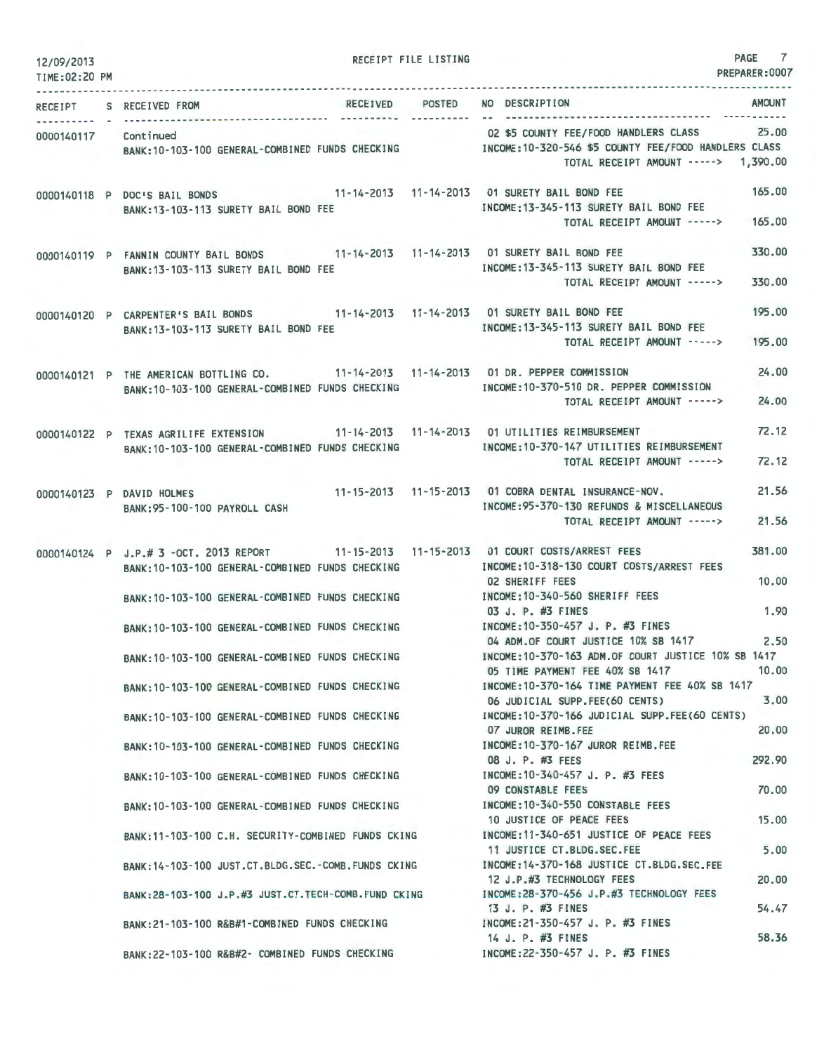RECEIPT FILE LISTING

12/09/2013
TIME:02:20 PM

PREPARER:0007

| RECEIPT | S | RECEIVED FROM | RECEIVED | POSTED | NO DESCRIPTION | AMOUNT |
|---|---|---|---|---|---|---|
| 0000140117 | | Continued | | | 02 $5 COUNTY FEE/FOOD HANDLERS CLASS | 25.00 |
| | | BANK:10-103-100 GENERAL-COMBINED FUNDS CHECKING | | | INCOME:10-320-546 $5 COUNTY FEE/FOOD HANDLERS CLASS | |
| | | | | | TOTAL RECEIPT AMOUNT -----> | 1,390.00 |
| 0000140118 | P | DOC'S BAIL BONDS | 11-14-2013 | 11-14-2013 | 01 SURETY BAIL BOND FEE | 165.00 |
| | | BANK:13-103-113 SURETY BAIL BOND FEE | | | INCOME:13-345-113 SURETY BAIL BOND FEE | |
| | | | | | TOTAL RECEIPT AMOUNT -----> | 165.00 |
| 0000140119 | P | FANNIN COUNTY BAIL BONDS | 11-14-2013 | 11-14-2013 | 01 SURETY BAIL BOND FEE | 330.00 |
| | | BANK:13-103-113 SURETY BAIL BOND FEE | | | INCOME:13-345-113 SURETY BAIL BOND FEE | |
| | | | | | TOTAL RECEIPT AMOUNT -----> | 330.00 |
| 0000140120 | P | CARPENTER'S BAIL BONDS | 11-14-2013 | 11-14-2013 | 01 SURETY BAIL BOND FEE | 195.00 |
| | | BANK:13-103-113 SURETY BAIL BOND FEE | | | INCOME:13-345-113 SURETY BAIL BOND FEE | |
| | | | | | TOTAL RECEIPT AMOUNT -----> | 195.00 |
| 0000140121 | P | THE AMERICAN BOTTLING CO. | 11-14-2013 | 11-14-2013 | 01 DR. PEPPER COMMISSION | 24.00 |
| | | BANK:10-103-100 GENERAL-COMBINED FUNDS CHECKING | | | INCOME:10-370-510 DR. PEPPER COMMISSION | |
| | | | | | TOTAL RECEIPT AMOUNT -----> | 24.00 |
| 0000140122 | P | TEXAS AGRILIFE EXTENSION | 11-14-2013 | 11-14-2013 | 01 UTILITIES REIMBURSEMENT | 72.12 |
| | | BANK:10-103-100 GENERAL-COMBINED FUNDS CHECKING | | | INCOME:10-370-147 UTILITIES REIMBURSEMENT | |
| | | | | | TOTAL RECEIPT AMOUNT -----> | 72.12 |
| 0000140123 | P | DAVID HOLMES | 11-15-2013 | 11-15-2013 | 01 COBRA DENTAL INSURANCE-NOV. | 21.56 |
| | | BANK:95-100-100 PAYROLL CASH | | | INCOME:95-370-130 REFUNDS & MISCELLANEOUS | |
| | | | | | TOTAL RECEIPT AMOUNT -----> | 21.56 |
| 0000140124 | P | J.P.# 3 -OCT. 2013 REPORT | 11-15-2013 | 11-15-2013 | 01 COURT COSTS/ARREST FEES | 381.00 |
| | | BANK:10-103-100 GENERAL-COMBINED FUNDS CHECKING | | | INCOME:10-318-130 COURT COSTS/ARREST FEES | |
| | | | | | 02 SHERIFF FEES | 10.00 |
| | | BANK:10-103-100 GENERAL-COMBINED FUNDS CHECKING | | | INCOME:10-340-560 SHERIFF FEES | |
| | | | | | 03 J. P. #3 FINES | 1.90 |
| | | BANK:10-103-100 GENERAL-COMBINED FUNDS CHECKING | | | INCOME:10-350-457 J. P. #3 FINES | |
| | | | | | 04 ADM.OF COURT JUSTICE 10% SB 1417 | 2.50 |
| | | BANK:10-103-100 GENERAL-COMBINED FUNDS CHECKING | | | INCOME:10-370-163 ADM.OF COURT JUSTICE 10% SB 1417 | |
| | | | | | 05 TIME PAYMENT FEE 40% SB 1417 | 10.00 |
| | | BANK:10-103-100 GENERAL-COMBINED FUNDS CHECKING | | | INCOME:10-370-164 TIME PAYMENT FEE 40% SB 1417 | |
| | | | | | 06 JUDICIAL SUPP.FEE(60 CENTS) | 3.00 |
| | | BANK:10-103-100 GENERAL-COMBINED FUNDS CHECKING | | | INCOME:10-370-166 JUDICIAL SUPP.FEE(60 CENTS) | |
| | | | | | 07 JUROR REIMB.FEE | 20.00 |
| | | BANK:10-103-100 GENERAL-COMBINED FUNDS CHECKING | | | INCOME:10-370-167 JUROR REIMB.FEE | |
| | | | | | 08 J. P. #3 FEES | 292.90 |
| | | BANK:10-103-100 GENERAL-COMBINED FUNDS CHECKING | | | INCOME:10-340-457 J. P. #3 FEES | |
| | | | | | 09 CONSTABLE FEES | 70.00 |
| | | BANK:10-103-100 GENERAL-COMBINED FUNDS CHECKING | | | INCOME:10-340-550 CONSTABLE FEES | |
| | | | | | 10 JUSTICE OF PEACE FEES | 15.00 |
| | | BANK:11-103-100 C.H. SECURITY-COMBINED FUNDS CKING | | | INCOME:11-340-651 JUSTICE OF PEACE FEES | |
| | | | | | 11 JUSTICE CT.BLDG.SEC.FEE | 5.00 |
| | | BANK:14-103-100 JUST.CT.BLDG.SEC.-COMB.FUNDS CKING | | | INCOME:14-370-168 JUSTICE CT.BLDG.SEC.FEE | |
| | | | | | 12 J.P.#3 TECHNOLOGY FEES | 20.00 |
| | | BANK:28-103-100 J.P.#3 JUST.CT.TECH-COMB.FUND CKING | | | INCOME:28-370-456 J.P.#3 TECHNOLOGY FEES | |
| | | | | | 13 J. P. #3 FINES | 54.47 |
| | | BANK:21-103-100 R&B#1-COMBINED FUNDS CHECKING | | | INCOME:21-350-457 J. P. #3 FINES | |
| | | | | | 14 J. P. #3 FINES | 58.36 |
| | | BANK:22-103-100 R&B#2- COMBINED FUNDS CHECKING | | | INCOME:22-350-457 J. P. #3 FINES | |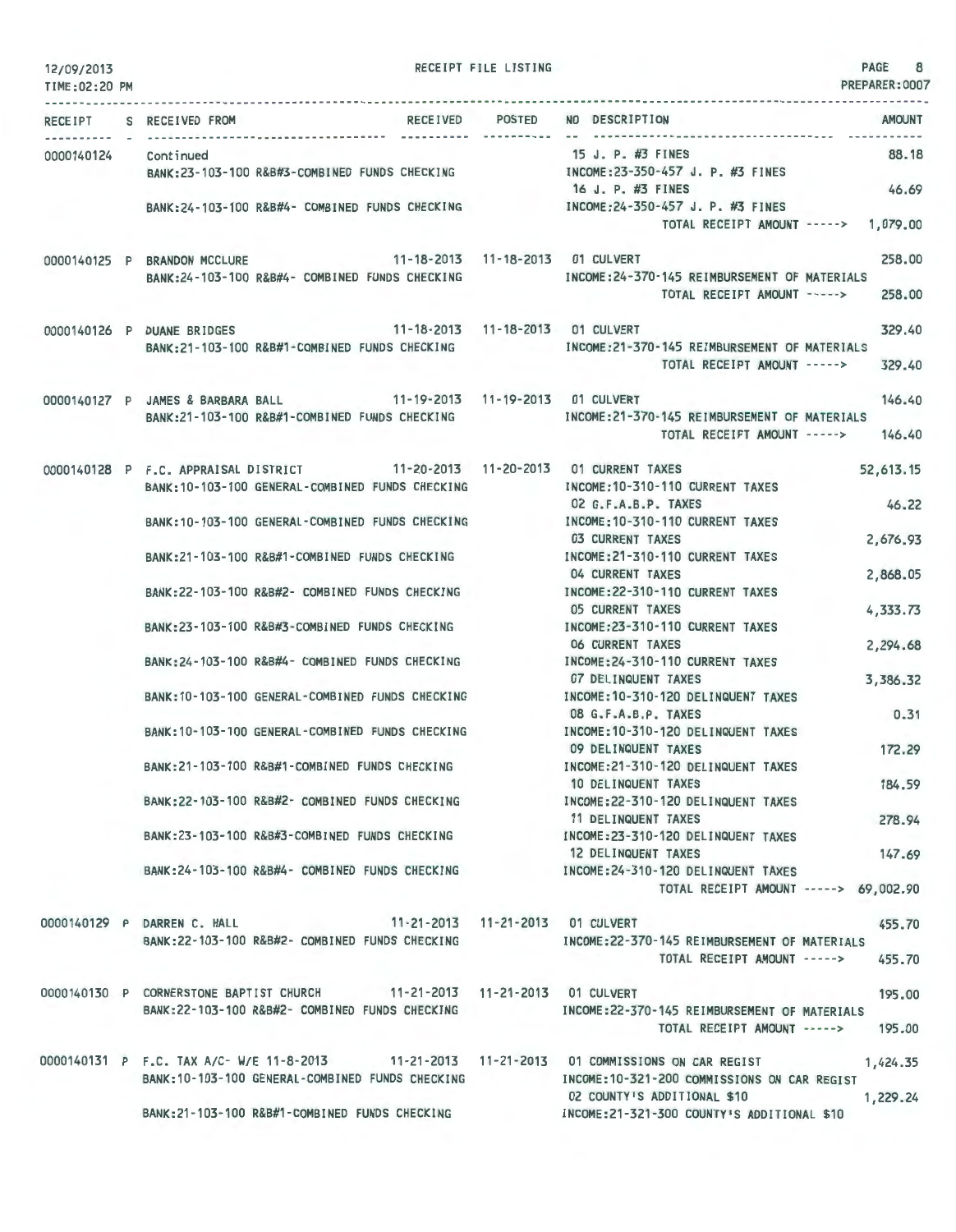12/09/2013 RECEIPT FILE LISTING PAGE 8
TIME:02:20 PM PREPARER:0007

| RECEIPT | S | RECEIVED FROM | RECEIVED | POSTED | NO | DESCRIPTION | AMOUNT |
|---|---|---|---|---|---|---|---|
| 0000140124 | | Continued | | | 15 | J. P. #3 FINES | 88.18 |
| | | BANK:23-103-100 R&B#3-COMBINED FUNDS CHECKING | | | | INCOME:23-350-457 J. P. #3 FINES | |
| | | | | | 16 | J. P. #3 FINES | 46.69 |
| | | BANK:24-103-100 R&B#4- COMBINED FUNDS CHECKING | | | | INCOME:24-350-457 J. P. #3 FINES | |
| | | | | | | TOTAL RECEIPT AMOUNT -----> | 1,079.00 |
| 0000140125 | P | BRANDON MCCLURE | 11-18-2013 | 11-18-2013 | 01 | CULVERT | 258.00 |
| | | BANK:24-103-100 R&B#4- COMBINED FUNDS CHECKING | | | | INCOME:24-370-145 REIMBURSEMENT OF MATERIALS | |
| | | | | | | TOTAL RECEIPT AMOUNT -----> | 258.00 |
| 0000140126 | P | DUANE BRIDGES | 11-18-2013 | 11-18-2013 | 01 | CULVERT | 329.40 |
| | | BANK:21-103-100 R&B#1-COMBINED FUNDS CHECKING | | | | INCOME:21-370-145 REIMBURSEMENT OF MATERIALS | |
| | | | | | | TOTAL RECEIPT AMOUNT -----> | 329.40 |
| 0000140127 | P | JAMES & BARBARA BALL | 11-19-2013 | 11-19-2013 | 01 | CULVERT | 146.40 |
| | | BANK:21-103-100 R&B#1-COMBINED FUNDS CHECKING | | | | INCOME:21-370-145 REIMBURSEMENT OF MATERIALS | |
| | | | | | | TOTAL RECEIPT AMOUNT -----> | 146.40 |
| 0000140128 | P | F.C. APPRAISAL DISTRICT | 11-20-2013 | 11-20-2013 | 01 | CURRENT TAXES | 52,613.15 |
| | | BANK:10-103-100 GENERAL-COMBINED FUNDS CHECKING | | | | INCOME:10-310-110 CURRENT TAXES | |
| | | | | | 02 | G.F.A.B.P. TAXES | 46.22 |
| | | BANK:10-103-100 GENERAL-COMBINED FUNDS CHECKING | | | | INCOME:10-310-110 CURRENT TAXES | |
| | | | | | 03 | CURRENT TAXES | 2,676.93 |
| | | BANK:21-103-100 R&B#1-COMBINED FUNDS CHECKING | | | | INCOME:21-310-110 CURRENT TAXES | |
| | | | | | 04 | CURRENT TAXES | 2,868.05 |
| | | BANK:22-103-100 R&B#2- COMBINED FUNDS CHECKING | | | | INCOME:22-310-110 CURRENT TAXES | |
| | | | | | 05 | CURRENT TAXES | 4,333.73 |
| | | BANK:23-103-100 R&B#3-COMBINED FUNDS CHECKING | | | | INCOME:23-310-110 CURRENT TAXES | |
| | | | | | 06 | CURRENT TAXES | 2,294.68 |
| | | BANK:24-103-100 R&B#4- COMBINED FUNDS CHECKING | | | | INCOME:24-310-110 CURRENT TAXES | |
| | | | | | 07 | DELINQUENT TAXES | 3,386.32 |
| | | BANK:10-103-100 GENERAL-COMBINED FUNDS CHECKING | | | | INCOME:10-310-120 DELINQUENT TAXES | |
| | | | | | 08 | G.F.A.B.P. TAXES | 0.31 |
| | | BANK:10-103-100 GENERAL-COMBINED FUNDS CHECKING | | | | INCOME:10-310-120 DELINQUENT TAXES | |
| | | | | | 09 | DELINQUENT TAXES | 172.29 |
| | | BANK:21-103-100 R&B#1-COMBINED FUNDS CHECKING | | | | INCOME:21-310-120 DELINQUENT TAXES | |
| | | | | | 10 | DELINQUENT TAXES | 184.59 |
| | | BANK:22-103-100 R&B#2- COMBINED FUNDS CHECKING | | | | INCOME:22-310-120 DELINQUENT TAXES | |
| | | | | | 11 | DELINQUENT TAXES | 278.94 |
| | | BANK:23-103-100 R&B#3-COMBINED FUNDS CHECKING | | | | INCOME:23-310-120 DELINQUENT TAXES | |
| | | | | | 12 | DELINQUENT TAXES | 147.69 |
| | | BANK:24-103-100 R&B#4- COMBINED FUNDS CHECKING | | | | INCOME:24-310-120 DELINQUENT TAXES | |
| | | | | | | TOTAL RECEIPT AMOUNT -----> | 69,002.90 |
| 0000140129 | P | DARREN C. HALL | 11-21-2013 | 11-21-2013 | 01 | CULVERT | 455.70 |
| | | BANK:22-103-100 R&B#2- COMBINED FUNDS CHECKING | | | | INCOME:22-370-145 REIMBURSEMENT OF MATERIALS | |
| | | | | | | TOTAL RECEIPT AMOUNT -----> | 455.70 |
| 0000140130 | P | CORNERSTONE BAPTIST CHURCH | 11-21-2013 | 11-21-2013 | 01 | CULVERT | 195.00 |
| | | BANK:22-103-100 R&B#2- COMBINED FUNDS CHECKING | | | | INCOME:22-370-145 REIMBURSEMENT OF MATERIALS | |
| | | | | | | TOTAL RECEIPT AMOUNT -----> | 195.00 |
| 0000140131 | P | F.C. TAX A/C- W/E 11-8-2013 | 11-21-2013 | 11-21-2013 | 01 | COMMISSIONS ON CAR REGIST | 1,424.35 |
| | | BANK:10-103-100 GENERAL-COMBINED FUNDS CHECKING | | | | INCOME:10-321-200 COMMISSIONS ON CAR REGIST | |
| | | | | | 02 | COUNTY'S ADDITIONAL $10 | 1,229.24 |
| | | BANK:21-103-100 R&B#1-COMBINED FUNDS CHECKING | | | | INCOME:21-321-300 COUNTY'S ADDITIONAL $10 | |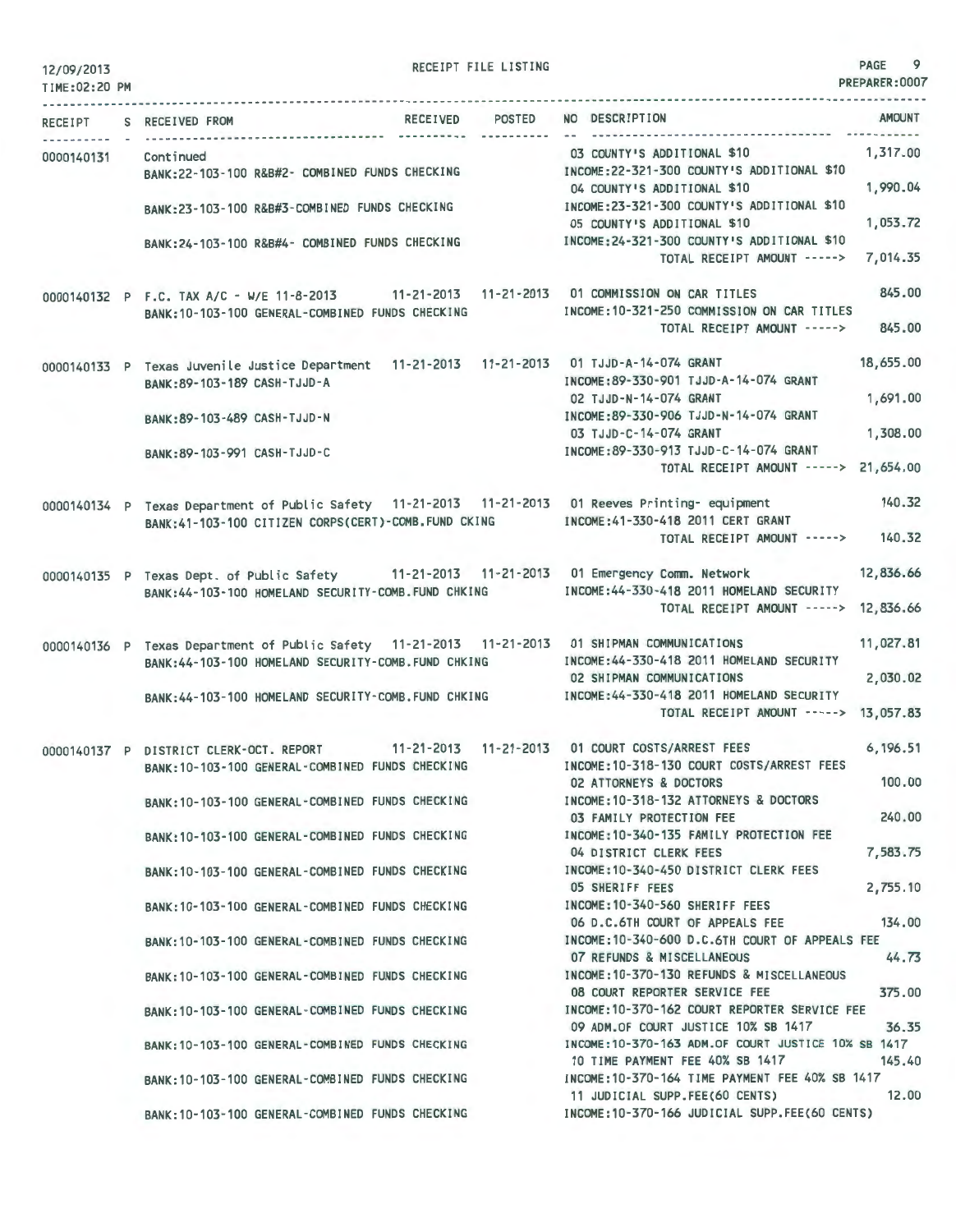12/09/2013 RECEIPT FILE LISTING PREPARER:0007
TIME:02:20 PM

| RECEIPT | S | RECEIVED FROM | RECEIVED | POSTED | NO DESCRIPTION | AMOUNT |
|---|---|---|---|---|---|---|
| 0000140131 | | Continued | | | 03 COUNTY'S ADDITIONAL $10 | 1,317.00 |
| | | BANK:22-103-100 R&B#2- COMBINED FUNDS CHECKING | | | INCOME:22-321-300 COUNTY'S ADDITIONAL $10 | |
| | | | | | 04 COUNTY'S ADDITIONAL $10 | 1,990.04 |
| | | BANK:23-103-100 R&B#3-COMBINED FUNDS CHECKING | | | INCOME:23-321-300 COUNTY'S ADDITIONAL $10 | |
| | | | | | 05 COUNTY'S ADDITIONAL $10 | 1,053.72 |
| | | BANK:24-103-100 R&B#4- COMBINED FUNDS CHECKING | | | INCOME:24-321-300 COUNTY'S ADDITIONAL $10 | |
| | | | | | TOTAL RECEIPT AMOUNT -----> | 7,014.35 |
| 0000140132 | P | F.C. TAX A/C - W/E 11-8-2013 | 11-21-2013 | 11-21-2013 | 01 COMMISSION ON CAR TITLES | 845.00 |
| | | BANK:10-103-100 GENERAL-COMBINED FUNDS CHECKING | | | INCOME:10-321-250 COMMISSION ON CAR TITLES | |
| | | | | | TOTAL RECEIPT AMOUNT -----> | 845.00 |
| 0000140133 | P | Texas Juvenile Justice Department | 11-21-2013 | 11-21-2013 | 01 TJJD-A-14-074 GRANT | 18,655.00 |
| | | BANK:89-103-189 CASH-TJJD-A | | | INCOME:89-330-901 TJJD-A-14-074 GRANT | |
| | | | | | 02 TJJD-N-14-074 GRANT | 1,691.00 |
| | | BANK:89-103-489 CASH-TJJD-N | | | INCOME:89-330-906 TJJD-N-14-074 GRANT | |
| | | | | | 03 TJJD-C-14-074 GRANT | 1,308.00 |
| | | BANK:89-103-991 CASH-TJJD-C | | | INCOME:89-330-913 TJJD-C-14-074 GRANT | |
| | | | | | TOTAL RECEIPT AMOUNT -----> | 21,654.00 |
| 0000140134 | P | Texas Department of Public Safety | 11-21-2013 | 11-21-2013 | 01 Reeves Printing- equipment | 140.32 |
| | | BANK:41-103-100 CITIZEN CORPS(CERT)-COMB.FUND CKING | | | INCOME:41-330-418 2011 CERT GRANT | |
| | | | | | TOTAL RECEIPT AMOUNT -----> | 140.32 |
| 0000140135 | P | Texas Dept. of Public Safety | 11-21-2013 | 11-21-2013 | 01 Emergency Comm. Network | 12,836.66 |
| | | BANK:44-103-100 HOMELAND SECURITY-COMB.FUND CHKING | | | INCOME:44-330-418 2011 HOMELAND SECURITY | |
| | | | | | TOTAL RECEIPT AMOUNT -----> | 12,836.66 |
| 0000140136 | P | Texas Department of Public Safety | 11-21-2013 | 11-21-2013 | 01 SHIPMAN COMMUNICATIONS | 11,027.81 |
| | | BANK:44-103-100 HOMELAND SECURITY-COMB.FUND CHKING | | | INCOME:44-330-418 2011 HOMELAND SECURITY | |
| | | | | | 02 SHIPMAN COMMUNICATIONS | 2,030.02 |
| | | BANK:44-103-100 HOMELAND SECURITY-COMB.FUND CHKING | | | INCOME:44-330-418 2011 HOMELAND SECURITY | |
| | | | | | TOTAL RECEIPT AMOUNT -----> | 13,057.83 |
| 0000140137 | P | DISTRICT CLERK-OCT. REPORT | 11-21-2013 | 11-21-2013 | 01 COURT COSTS/ARREST FEES | 6,196.51 |
| | | BANK:10-103-100 GENERAL-COMBINED FUNDS CHECKING | | | INCOME:10-318-130 COURT COSTS/ARREST FEES | |
| | | | | | 02 ATTORNEYS & DOCTORS | 100.00 |
| | | BANK:10-103-100 GENERAL-COMBINED FUNDS CHECKING | | | INCOME:10-318-132 ATTORNEYS & DOCTORS | |
| | | | | | 03 FAMILY PROTECTION FEE | 240.00 |
| | | BANK:10-103-100 GENERAL-COMBINED FUNDS CHECKING | | | INCOME:10-340-135 FAMILY PROTECTION FEE | |
| | | | | | 04 DISTRICT CLERK FEES | 7,583.75 |
| | | BANK:10-103-100 GENERAL-COMBINED FUNDS CHECKING | | | INCOME:10-340-450 DISTRICT CLERK FEES | |
| | | | | | 05 SHERIFF FEES | 2,755.10 |
| | | BANK:10-103-100 GENERAL-COMBINED FUNDS CHECKING | | | INCOME:10-340-560 SHERIFF FEES | |
| | | | | | 06 D.C.6TH COURT OF APPEALS FEE | 134.00 |
| | | BANK:10-103-100 GENERAL-COMBINED FUNDS CHECKING | | | INCOME:10-340-600 D.C.6TH COURT OF APPEALS FEE | |
| | | | | | 07 REFUNDS & MISCELLANEOUS | 44.73 |
| | | BANK:10-103-100 GENERAL-COMBINED FUNDS CHECKING | | | INCOME:10-370-130 REFUNDS & MISCELLANEOUS | |
| | | | | | 08 COURT REPORTER SERVICE FEE | 375.00 |
| | | BANK:10-103-100 GENERAL-COMBINED FUNDS CHECKING | | | INCOME:10-370-162 COURT REPORTER SERVICE FEE | |
| | | | | | 09 ADM.OF COURT JUSTICE 10% SB 1417 | 36.35 |
| | | BANK:10-103-100 GENERAL-COMBINED FUNDS CHECKING | | | INCOME:10-370-163 ADM.OF COURT JUSTICE 10% SB 1417 | |
| | | | | | 10 TIME PAYMENT FEE 40% SB 1417 | 145.40 |
| | | BANK:10-103-100 GENERAL-COMBINED FUNDS CHECKING | | | INCOME:10-370-164 TIME PAYMENT FEE 40% SB 1417 | |
| | | | | | 11 JUDICIAL SUPP.FEE(60 CENTS) | 12.00 |
| | | BANK:10-103-100 GENERAL-COMBINED FUNDS CHECKING | | | INCOME:10-370-166 JUDICIAL SUPP.FEE(60 CENTS) | |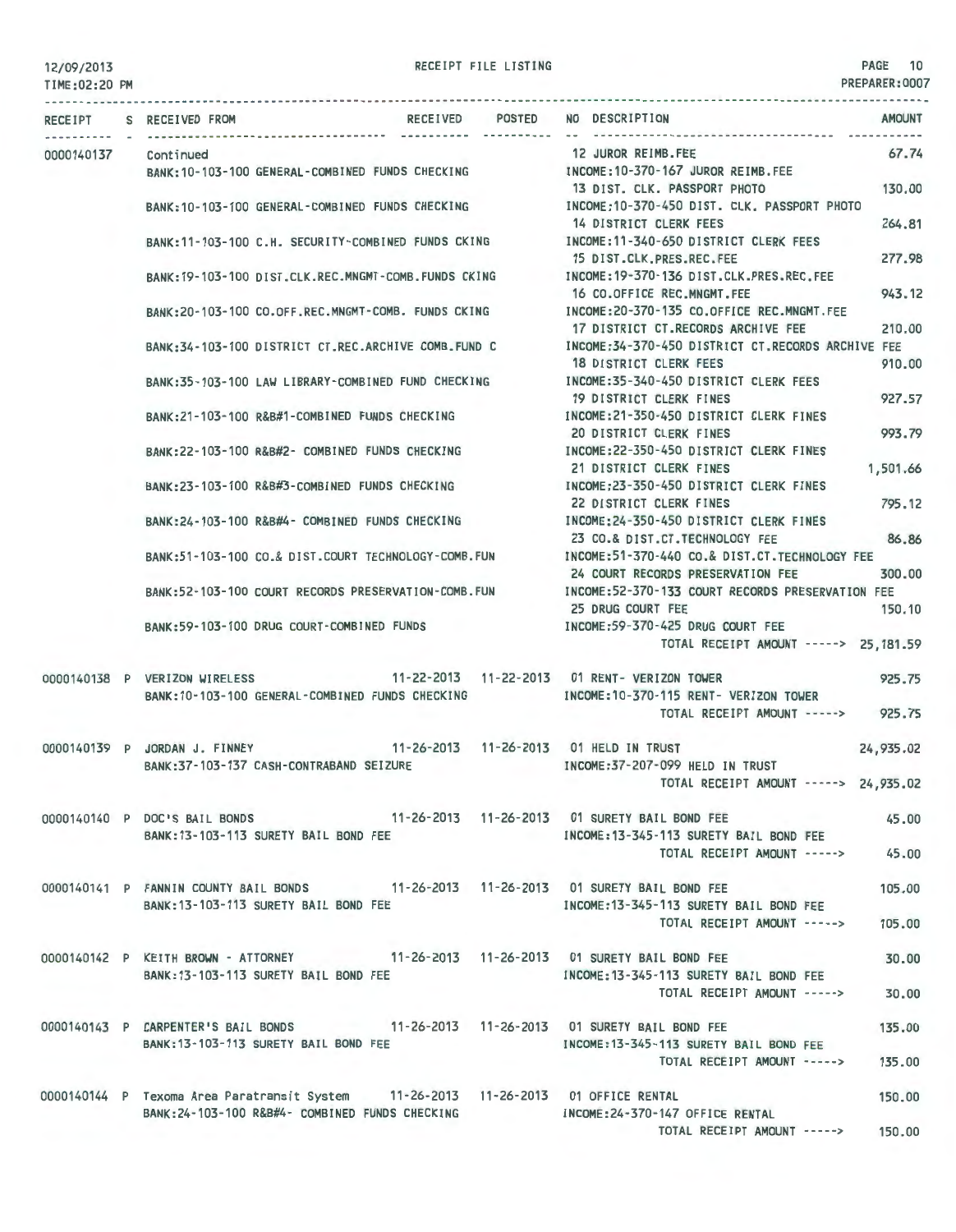12/09/2013 RECEIPT FILE LISTING PAGE 10
TIME:02:20 PM PREPARER:0007

| RECEIPT | S | RECEIVED FROM | RECEIVED | POSTED | NO | DESCRIPTION | AMOUNT |
|---|---|---|---|---|---|---|---|
| 0000140137 | | Continued | | | 12 | JUROR REIMB.FEE | 67.74 |
| | | BANK:10-103-100 GENERAL-COMBINED FUNDS CHECKING | | | | INCOME:10-370-167 JUROR REIMB.FEE | |
| | | | | | 13 | DIST. CLK. PASSPORT PHOTO | 130.00 |
| | | BANK:10-103-100 GENERAL-COMBINED FUNDS CHECKING | | | | INCOME:10-370-450 DIST. CLK. PASSPORT PHOTO | |
| | | | | | 14 | DISTRICT CLERK FEES | 264.81 |
| | | BANK:11-103-100 C.H. SECURITY-COMBINED FUNDS CKING | | | | INCOME:11-340-650 DISTRICT CLERK FEES | |
| | | | | | 15 | DIST.CLK.PRES.REC.FEE | 277.98 |
| | | BANK:19-103-100 DIST.CLK.REC.MNGMT-COMB.FUNDS CKING | | | | INCOME:19-370-136 DIST.CLK.PRES.REC.FEE | |
| | | | | | 16 | CO.OFFICE REC.MNGMT.FEE | 943.12 |
| | | BANK:20-103-100 CO.OFF.REC.MNGMT-COMB. FUNDS CKING | | | | INCOME:20-370-135 CO.OFFICE REC.MNGMT.FEE | |
| | | | | | 17 | DISTRICT CT.RECORDS ARCHIVE FEE | 210.00 |
| | | BANK:34-103-100 DISTRICT CT.REC.ARCHIVE COMB.FUND C | | | | INCOME:34-370-450 DISTRICT CT.RECORDS ARCHIVE FEE | |
| | | | | | 18 | DISTRICT CLERK FEES | 910.00 |
| | | BANK:35-103-100 LAW LIBRARY-COMBINED FUND CHECKING | | | | INCOME:35-340-450 DISTRICT CLERK FEES | |
| | | | | | 19 | DISTRICT CLERK FINES | 927.57 |
| | | BANK:21-103-100 R&B#1-COMBINED FUNDS CHECKING | | | | INCOME:21-350-450 DISTRICT CLERK FINES | |
| | | | | | 20 | DISTRICT CLERK FINES | 993.79 |
| | | BANK:22-103-100 R&B#2- COMBINED FUNDS CHECKING | | | | INCOME:22-350-450 DISTRICT CLERK FINES | |
| | | | | | 21 | DISTRICT CLERK FINES | 1,501.66 |
| | | BANK:23-103-100 R&B#3-COMBINED FUNDS CHECKING | | | | INCOME:23-350-450 DISTRICT CLERK FINES | |
| | | | | | 22 | DISTRICT CLERK FINES | 795.12 |
| | | BANK:24-103-100 R&B#4- COMBINED FUNDS CHECKING | | | | INCOME:24-350-450 DISTRICT CLERK FINES | |
| | | | | | 23 | CO.& DIST.CT.TECHNOLOGY FEE | 86.86 |
| | | BANK:51-103-100 CO.& DIST.COURT TECHNOLOGY-COMB.FUN | | | | INCOME:51-370-440 CO.& DIST.CT.TECHNOLOGY FEE | |
| | | | | | 24 | COURT RECORDS PRESERVATION FEE | 300.00 |
| | | BANK:52-103-100 COURT RECORDS PRESERVATION-COMB.FUN | | | | INCOME:52-370-133 COURT RECORDS PRESERVATION FEE | |
| | | | | | 25 | DRUG COURT FEE | 150.10 |
| | | BANK:59-103-100 DRUG COURT-COMBINED FUNDS | | | | INCOME:59-370-425 DRUG COURT FEE | |
| | | | | | | TOTAL RECEIPT AMOUNT -----> | 25,181.59 |
| 0000140138 | P | VERIZON WIRELESS | 11-22-2013 | 11-22-2013 | 01 | RENT- VERIZON TOWER | 925.75 |
| | | BANK:10-103-100 GENERAL-COMBINED FUNDS CHECKING | | | | INCOME:10-370-115 RENT- VERIZON TOWER | |
| | | | | | | TOTAL RECEIPT AMOUNT -----> | 925.75 |
| 0000140139 | P | JORDAN J. FINNEY | 11-26-2013 | 11-26-2013 | 01 | HELD IN TRUST | 24,935.02 |
| | | BANK:37-103-137 CASH-CONTRABAND SEIZURE | | | | INCOME:37-207-099 HELD IN TRUST | |
| | | | | | | TOTAL RECEIPT AMOUNT -----> | 24,935.02 |
| 0000140140 | P | DOC'S BAIL BONDS | 11-26-2013 | 11-26-2013 | 01 | SURETY BAIL BOND FEE | 45.00 |
| | | BANK:13-103-113 SURETY BAIL BOND FEE | | | | INCOME:13-345-113 SURETY BAIL BOND FEE | |
| | | | | | | TOTAL RECEIPT AMOUNT -----> | 45.00 |
| 0000140141 | P | FANNIN COUNTY BAIL BONDS | 11-26-2013 | 11-26-2013 | 01 | SURETY BAIL BOND FEE | 105.00 |
| | | BANK:13-103-113 SURETY BAIL BOND FEE | | | | INCOME:13-345-113 SURETY BAIL BOND FEE | |
| | | | | | | TOTAL RECEIPT AMOUNT -----> | 105.00 |
| 0000140142 | P | KEITH BROWN - ATTORNEY | 11-26-2013 | 11-26-2013 | 01 | SURETY BAIL BOND FEE | 30.00 |
| | | BANK:13-103-113 SURETY BAIL BOND FEE | | | | INCOME:13-345-113 SURETY BAIL BOND FEE | |
| | | | | | | TOTAL RECEIPT AMOUNT -----> | 30.00 |
| 0000140143 | P | CARPENTER'S BAIL BONDS | 11-26-2013 | 11-26-2013 | 01 | SURETY BAIL BOND FEE | 135.00 |
| | | BANK:13-103-113 SURETY BAIL BOND FEE | | | | INCOME:13-345-113 SURETY BAIL BOND FEE | |
| | | | | | | TOTAL RECEIPT AMOUNT -----> | 135.00 |
| 0000140144 | P | Texoma Area Paratransit System | 11-26-2013 | 11-26-2013 | 01 | OFFICE RENTAL | 150.00 |
| | | BANK:24-103-100 R&B#4- COMBINED FUNDS CHECKING | | | | INCOME:24-370-147 OFFICE RENTAL | |
| | | | | | | TOTAL RECEIPT AMOUNT -----> | 150.00 |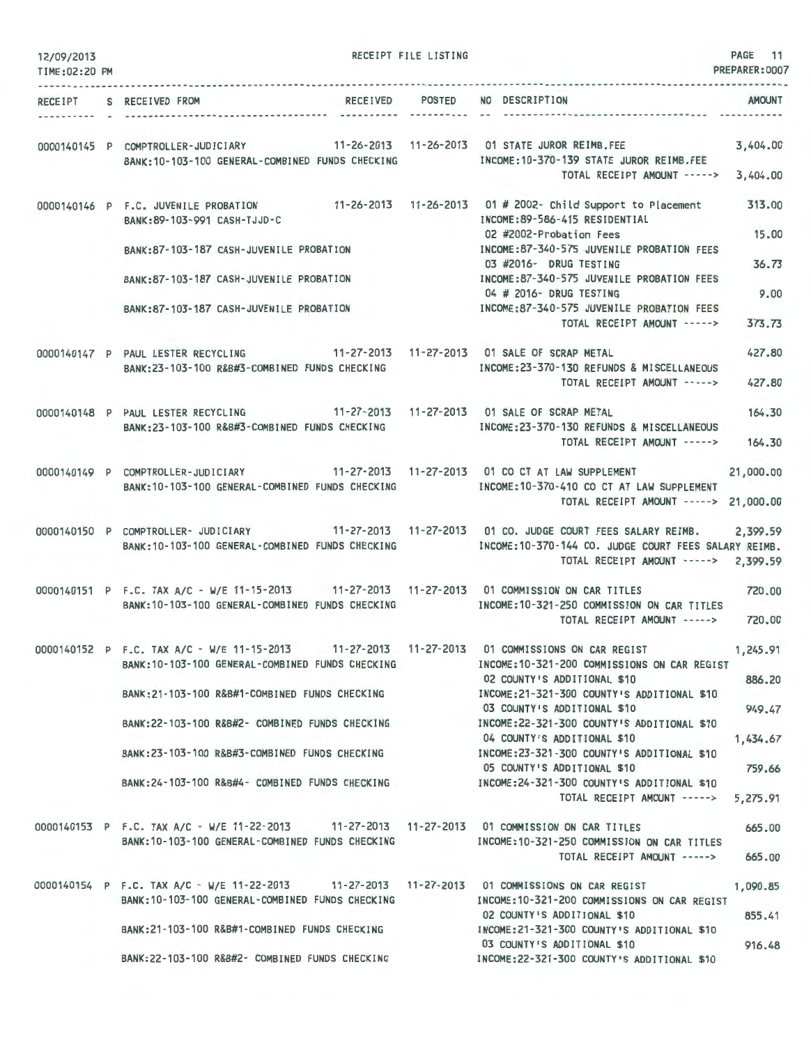12/09/2013 RECEIPT FILE LISTING PAGE 11
TIME:02:20 PM PREPARER:0007

| RECEIPT | S | RECEIVED FROM | RECEIVED | POSTED | NO | DESCRIPTION | AMOUNT |
|---|---|---|---|---|---|---|---|
| 0000140145 | P | COMPTROLLER-JUDICIARY | 11-26-2013 | 11-26-2013 | 01 | STATE JUROR REIMB.FEE | 3,404.00 |
| | | BANK:10-103-100 GENERAL-COMBINED FUNDS CHECKING | | | | INCOME:10-370-139 STATE JUROR REIMB.FEE | |
| | | | | | | TOTAL RECEIPT AMOUNT -----> | 3,404.00 |
| 0000140146 | P | F.C. JUVENILE PROBATION | 11-26-2013 | 11-26-2013 | 01 | # 2002- Child Support to Placement | 313.00 |
| | | BANK:89-103-991 CASH-TJJD-C | | | | INCOME:89-586-415 RESIDENTIAL | |
| | | | | | 02 | #2002-Probation Fees | 15.00 |
| | | BANK:87-103-187 CASH-JUVENILE PROBATION | | | | INCOME:87-340-575 JUVENILE PROBATION FEES | |
| | | | | | 03 | #2016- DRUG TESTING | 36.73 |
| | | BANK:87-103-187 CASH-JUVENILE PROBATION | | | | INCOME:87-340-575 JUVENILE PROBATION FEES | |
| | | | | | 04 | # 2016- DRUG TESTING | 9.00 |
| | | BANK:87-103-187 CASH-JUVENILE PROBATION | | | | INCOME:87-340-575 JUVENILE PROBATION FEES | |
| | | | | | | TOTAL RECEIPT AMOUNT -----> | 373.73 |
| 0000140147 | P | PAUL LESTER RECYCLING | 11-27-2013 | 11-27-2013 | 01 | SALE OF SCRAP METAL | 427.80 |
| | | BANK:23-103-100 R&B#3-COMBINED FUNDS CHECKING | | | | INCOME:23-370-130 REFUNDS & MISCELLANEOUS | |
| | | | | | | TOTAL RECEIPT AMOUNT -----> | 427.80 |
| 0000140148 | P | PAUL LESTER RECYCLING | 11-27-2013 | 11-27-2013 | 01 | SALE OF SCRAP METAL | 164.30 |
| | | BANK:23-103-100 R&B#3-COMBINED FUNDS CHECKING | | | | INCOME:23-370-130 REFUNDS & MISCELLANEOUS | |
| | | | | | | TOTAL RECEIPT AMOUNT -----> | 164.30 |
| 0000140149 | P | COMPTROLLER-JUDICIARY | 11-27-2013 | 11-27-2013 | 01 | CO CT AT LAW SUPPLEMENT | 21,000.00 |
| | | BANK:10-103-100 GENERAL-COMBINED FUNDS CHECKING | | | | INCOME:10-370-410 CO CT AT LAW SUPPLEMENT | |
| | | | | | | TOTAL RECEIPT AMOUNT -----> | 21,000.00 |
| 0000140150 | P | COMPTROLLER- JUDICIARY | 11-27-2013 | 11-27-2013 | 01 | CO. JUDGE COURT FEES SALARY REIMB. | 2,399.59 |
| | | BANK:10-103-100 GENERAL-COMBINED FUNDS CHECKING | | | | INCOME:10-370-144 CO. JUDGE COURT FEES SALARY REIMB. | |
| | | | | | | TOTAL RECEIPT AMOUNT -----> | 2,399.59 |
| 0000140151 | P | F.C. TAX A/C - W/E 11-15-2013 | 11-27-2013 | 11-27-2013 | 01 | COMMISSION ON CAR TITLES | 720.00 |
| | | BANK:10-103-100 GENERAL-COMBINED FUNDS CHECKING | | | | INCOME:10-321-250 COMMISSION ON CAR TITLES | |
| | | | | | | TOTAL RECEIPT AMOUNT -----> | 720.00 |
| 0000140152 | P | F.C. TAX A/C - W/E 11-15-2013 | 11-27-2013 | 11-27-2013 | 01 | COMMISSIONS ON CAR REGIST | 1,245.91 |
| | | BANK:10-103-100 GENERAL-COMBINED FUNDS CHECKING | | | | INCOME:10-321-200 COMMISSIONS ON CAR REGIST | |
| | | | | | 02 | COUNTY'S ADDITIONAL $10 | 886.20 |
| | | BANK:21-103-100 R&B#1-COMBINED FUNDS CHECKING | | | | INCOME:21-321-300 COUNTY'S ADDITIONAL $10 | |
| | | | | | 03 | COUNTY'S ADDITIONAL $10 | 949.47 |
| | | BANK:22-103-100 R&B#2- COMBINED FUNDS CHECKING | | | | INCOME:22-321-300 COUNTY'S ADDITIONAL $10 | |
| | | | | | 04 | COUNTY'S ADDITIONAL $10 | 1,434.67 |
| | | BANK:23-103-100 R&B#3-COMBINED FUNDS CHECKING | | | | INCOME:23-321-300 COUNTY'S ADDITIONAL $10 | |
| | | | | | 05 | COUNTY'S ADDITIONAL $10 | 759.66 |
| | | BANK:24-103-100 R&B#4- COMBINED FUNDS CHECKING | | | | INCOME:24-321-300 COUNTY'S ADDITIONAL $10 | |
| | | | | | | TOTAL RECEIPT AMOUNT -----> | 5,275.91 |
| 0000140153 | P | F.C. TAX A/C - W/E 11-22-2013 | 11-27-2013 | 11-27-2013 | 01 | COMMISSION ON CAR TITLES | 665.00 |
| | | BANK:10-103-100 GENERAL-COMBINED FUNDS CHECKING | | | | INCOME:10-321-250 COMMISSION ON CAR TITLES | |
| | | | | | | TOTAL RECEIPT AMOUNT -----> | 665.00 |
| 0000140154 | P | F.C. TAX A/C - W/E 11-22-2013 | 11-27-2013 | 11-27-2013 | 01 | COMMISSIONS ON CAR REGIST | 1,090.85 |
| | | BANK:10-103-100 GENERAL-COMBINED FUNDS CHECKING | | | | INCOME:10-321-200 COMMISSIONS ON CAR REGIST | |
| | | | | | 02 | COUNTY'S ADDITIONAL $10 | 855.41 |
| | | BANK:21-103-100 R&B#1-COMBINED FUNDS CHECKING | | | | INCOME:21-321-300 COUNTY'S ADDITIONAL $10 | |
| | | | | | 03 | COUNTY'S ADDITIONAL $10 | 916.48 |
| | | BANK:22-103-100 R&B#2- COMBINED FUNDS CHECKING | | | | INCOME:22-321-300 COUNTY'S ADDITIONAL $10 | |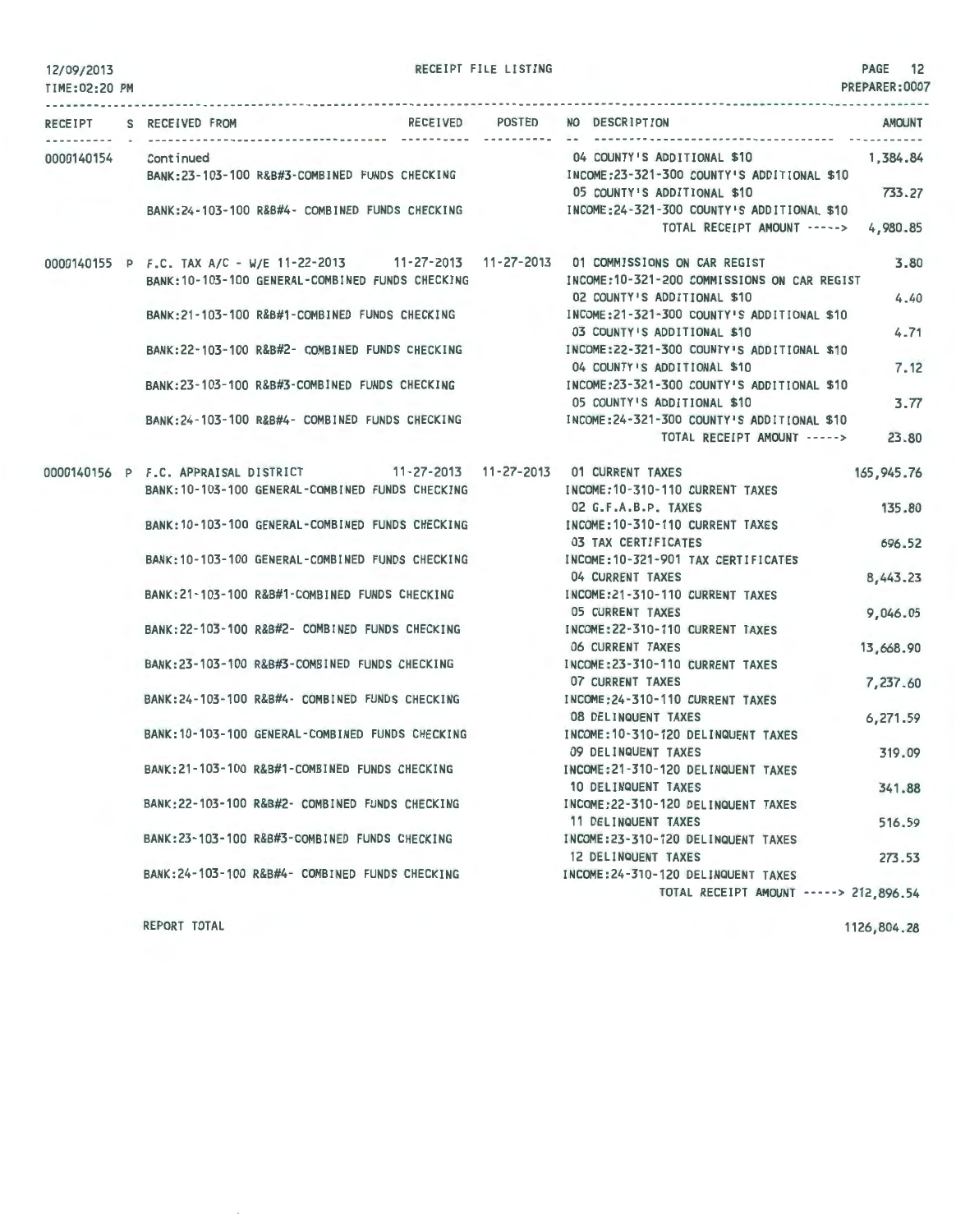12/09/2013 RECEIPT FILE LISTING PAGE 12
TIME:02:20 PM PREPARER:0007

| RECEIPT | S | RECEIVED FROM | RECEIVED | POSTED | NO | DESCRIPTION | AMOUNT |
|---|---|---|---|---|---|---|---|
| 0000140154 | | Continued | | | 04 | COUNTY'S ADDITIONAL $10 | 1,384.84 |
| | | BANK:23-103-100 R&B#3-COMBINED FUNDS CHECKING | | | | INCOME:23-321-300 COUNTY'S ADDITIONAL $10 | |
| | | | | | 05 | COUNTY'S ADDITIONAL $10 | 733.27 |
| | | BANK:24-103-100 R&B#4- COMBINED FUNDS CHECKING | | | | INCOME:24-321-300 COUNTY'S ADDITIONAL $10 | |
| | | | | | | TOTAL RECEIPT AMOUNT -----> | 4,980.85 |
| 0000140155 | P | F.C. TAX A/C - W/E 11-22-2013 | 11-27-2013 | 11-27-2013 | 01 | COMMISSIONS ON CAR REGIST | 3.80 |
| | | BANK:10-103-100 GENERAL-COMBINED FUNDS CHECKING | | | | INCOME:10-321-200 COMMISSIONS ON CAR REGIST | |
| | | | | | 02 | COUNTY'S ADDITIONAL $10 | 4.40 |
| | | BANK:21-103-100 R&B#1-COMBINED FUNDS CHECKING | | | | INCOME:21-321-300 COUNTY'S ADDITIONAL $10 | |
| | | | | | 03 | COUNTY'S ADDITIONAL $10 | 4.71 |
| | | BANK:22-103-100 R&B#2- COMBINED FUNDS CHECKING | | | | INCOME:22-321-300 COUNTY'S ADDITIONAL $10 | |
| | | | | | 04 | COUNTY'S ADDITIONAL $10 | 7.12 |
| | | BANK:23-103-100 R&B#3-COMBINED FUNDS CHECKING | | | | INCOME:23-321-300 COUNTY'S ADDITIONAL $10 | |
| | | | | | 05 | COUNTY'S ADDITIONAL $10 | 3.77 |
| | | BANK:24-103-100 R&B#4- COMBINED FUNDS CHECKING | | | | INCOME:24-321-300 COUNTY'S ADDITIONAL $10 | |
| | | | | | | TOTAL RECEIPT AMOUNT -----> | 23.80 |
| 0000140156 | P | F.C. APPRAISAL DISTRICT | 11-27-2013 | 11-27-2013 | 01 | CURRENT TAXES | 165,945.76 |
| | | BANK:10-103-100 GENERAL-COMBINED FUNDS CHECKING | | | | INCOME:10-310-110 CURRENT TAXES | |
| | | | | | 02 | G.F.A.B.P. TAXES | 135.80 |
| | | BANK:10-103-100 GENERAL-COMBINED FUNDS CHECKING | | | | INCOME:10-310-110 CURRENT TAXES | |
| | | | | | 03 | TAX CERTIFICATES | 696.52 |
| | | BANK:10-103-100 GENERAL-COMBINED FUNDS CHECKING | | | | INCOME:10-321-901 TAX CERTIFICATES | |
| | | | | | 04 | CURRENT TAXES | 8,443.23 |
| | | BANK:21-103-100 R&B#1-COMBINED FUNDS CHECKING | | | | INCOME:21-310-110 CURRENT TAXES | |
| | | | | | 05 | CURRENT TAXES | 9,046.05 |
| | | BANK:22-103-100 R&B#2- COMBINED FUNDS CHECKING | | | | INCOME:22-310-110 CURRENT TAXES | |
| | | | | | 06 | CURRENT TAXES | 13,668.90 |
| | | BANK:23-103-100 R&B#3-COMBINED FUNDS CHECKING | | | | INCOME:23-310-110 CURRENT TAXES | |
| | | | | | 07 | CURRENT TAXES | 7,237.60 |
| | | BANK:24-103-100 R&B#4- COMBINED FUNDS CHECKING | | | | INCOME:24-310-110 CURRENT TAXES | |
| | | | | | 08 | DELINQUENT TAXES | 6,271.59 |
| | | BANK:10-103-100 GENERAL-COMBINED FUNDS CHECKING | | | | INCOME:10-310-120 DELINQUENT TAXES | |
| | | | | | 09 | DELINQUENT TAXES | 319.09 |
| | | BANK:21-103-100 R&B#1-COMBINED FUNDS CHECKING | | | | INCOME:21-310-120 DELINQUENT TAXES | |
| | | | | | 10 | DELINQUENT TAXES | 341.88 |
| | | BANK:22-103-100 R&B#2- COMBINED FUNDS CHECKING | | | | INCOME:22-310-120 DELINQUENT TAXES | |
| | | | | | 11 | DELINQUENT TAXES | 516.59 |
| | | BANK:23-103-100 R&B#3-COMBINED FUNDS CHECKING | | | | INCOME:23-310-120 DELINQUENT TAXES | |
| | | | | | 12 | DELINQUENT TAXES | 273.53 |
| | | BANK:24-103-100 R&B#4- COMBINED FUNDS CHECKING | | | | INCOME:24-310-120 DELINQUENT TAXES | |
| | | | | | | TOTAL RECEIPT AMOUNT -----> | 212,896.54 |

REPORT TOTAL 1126,804.28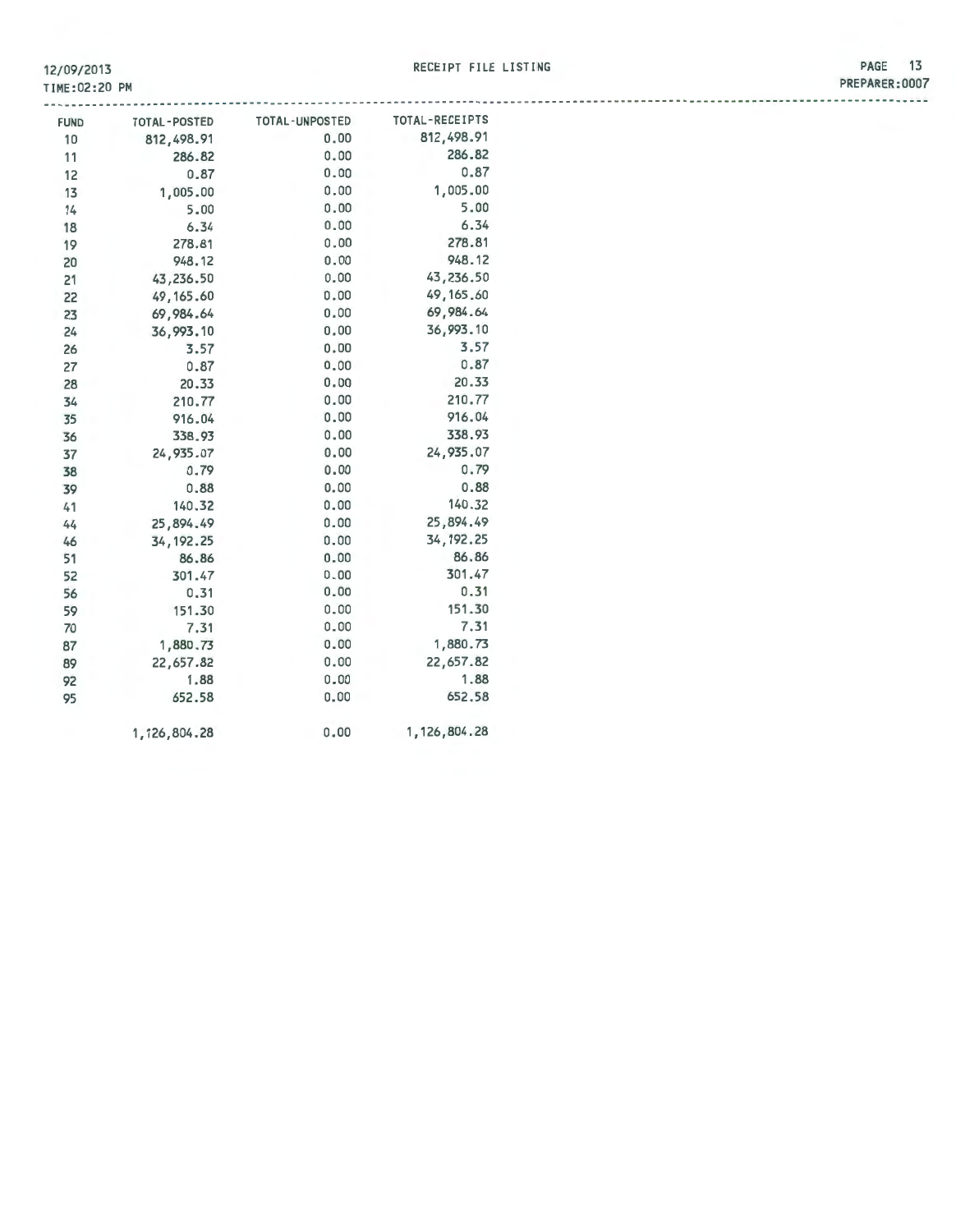12/09/2013
TIME:02:20 PM

RECEIPT FILE LISTING

PREPARER:0007

| FUND | TOTAL-POSTED | TOTAL-UNPOSTED | TOTAL-RECEIPTS |
|---|---|---|---|
| 10 | 812,498.91 | 0.00 | 812,498.91 |
| 11 | 286.82 | 0.00 | 286.82 |
| 12 | 0.87 | 0.00 | 0.87 |
| 13 | 1,005.00 | 0.00 | 1,005.00 |
| 14 | 5.00 | 0.00 | 5.00 |
| 18 | 6.34 | 0.00 | 6.34 |
| 19 | 278.81 | 0.00 | 278.81 |
| 20 | 948.12 | 0.00 | 948.12 |
| 21 | 43,236.50 | 0.00 | 43,236.50 |
| 22 | 49,165.60 | 0.00 | 49,165.60 |
| 23 | 69,984.64 | 0.00 | 69,984.64 |
| 24 | 36,993.10 | 0.00 | 36,993.10 |
| 26 | 3.57 | 0.00 | 3.57 |
| 27 | 0.87 | 0.00 | 0.87 |
| 28 | 20.33 | 0.00 | 20.33 |
| 34 | 210.77 | 0.00 | 210.77 |
| 35 | 916.04 | 0.00 | 916.04 |
| 36 | 338.93 | 0.00 | 338.93 |
| 37 | 24,935.07 | 0.00 | 24,935.07 |
| 38 | 0.79 | 0.00 | 0.79 |
| 39 | 0.88 | 0.00 | 0.88 |
| 41 | 140.32 | 0.00 | 140.32 |
| 44 | 25,894.49 | 0.00 | 25,894.49 |
| 46 | 34,192.25 | 0.00 | 34,192.25 |
| 51 | 86.86 | 0.00 | 86.86 |
| 52 | 301.47 | 0.00 | 301.47 |
| 56 | 0.31 | 0.00 | 0.31 |
| 59 | 151.30 | 0.00 | 151.30 |
| 70 | 7.31 | 0.00 | 7.31 |
| 87 | 1,880.73 | 0.00 | 1,880.73 |
| 89 | 22,657.82 | 0.00 | 22,657.82 |
| 92 | 1.88 | 0.00 | 1.88 |
| 95 | 652.58 | 0.00 | 652.58 |
| | 1,126,804.28 | 0.00 | 1,126,804.28 |